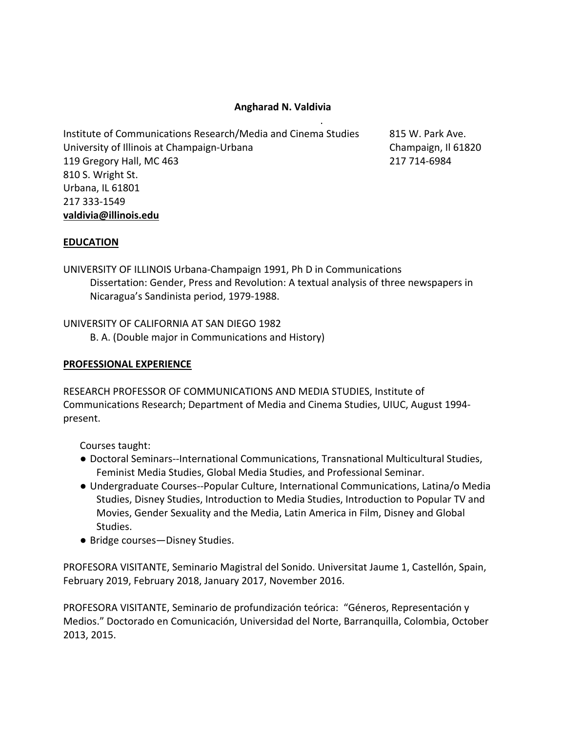**Angharad N. Valdivia**

Institute of Communications Research/Media and Cinema Studies
University of Illinois at Champaign-Urbana
119 Gregory Hall, MC 463
810 S. Wright St.
Urbana, IL 61801
217 333-1549
**valdivia@illinois.edu**

815 W. Park Ave.
Champaign, Il 61820
217 714-6984

## EDUCATION

UNIVERSITY OF ILLINOIS Urbana-Champaign 1991, Ph D in Communications
Dissertation: Gender, Press and Revolution: A textual analysis of three newspapers in Nicaragua's Sandinista period, 1979-1988.

UNIVERSITY OF CALIFORNIA AT SAN DIEGO 1982
B. A. (Double major in Communications and History)

## PROFESSIONAL EXPERIENCE

RESEARCH PROFESSOR OF COMMUNICATIONS AND MEDIA STUDIES, Institute of Communications Research; Department of Media and Cinema Studies, UIUC, August 1994-present.

Courses taught:

- Doctoral Seminars--International Communications, Transnational Multicultural Studies, Feminist Media Studies, Global Media Studies, and Professional Seminar.
- Undergraduate Courses--Popular Culture, International Communications, Latina/o Media Studies, Disney Studies, Introduction to Media Studies, Introduction to Popular TV and Movies, Gender Sexuality and the Media, Latin America in Film, Disney and Global Studies.
- Bridge courses—Disney Studies.

PROFESORA VISITANTE, Seminario Magistral del Sonido. Universitat Jaume 1, Castellón, Spain, February 2019, February 2018, January 2017, November 2016.

PROFESORA VISITANTE, Seminario de profundización teórica: "Géneros, Representación y Medios." Doctorado en Comunicación, Universidad del Norte, Barranquilla, Colombia, October 2013, 2015.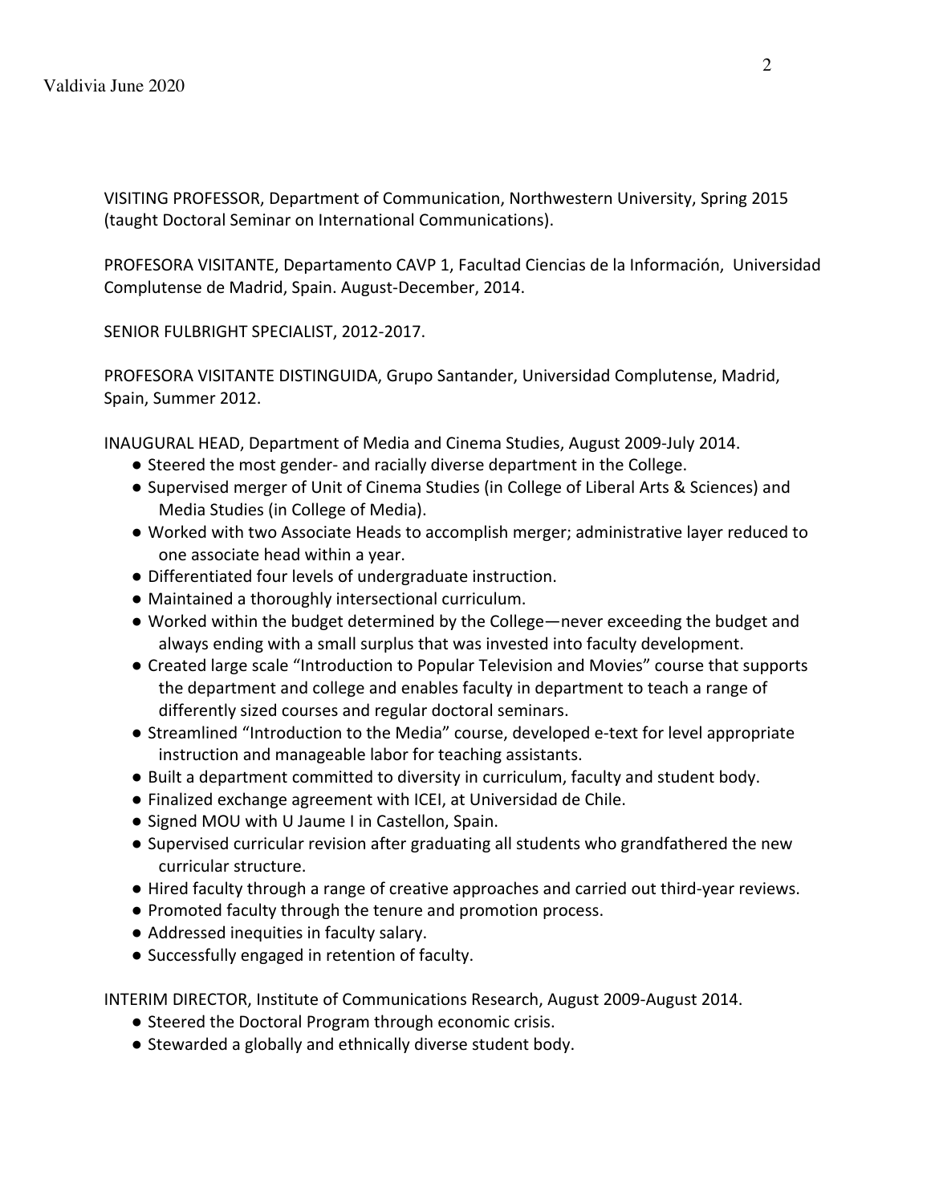VISITING PROFESSOR, Department of Communication, Northwestern University, Spring 2015 (taught Doctoral Seminar on International Communications).

PROFESORA VISITANTE, Departamento CAVP 1, Facultad Ciencias de la Información, Universidad Complutense de Madrid, Spain. August-December, 2014.

SENIOR FULBRIGHT SPECIALIST, 2012-2017.

PROFESORA VISITANTE DISTINGUIDA, Grupo Santander, Universidad Complutense, Madrid, Spain, Summer 2012.

INAUGURAL HEAD, Department of Media and Cinema Studies, August 2009-July 2014.

- Steered the most gender- and racially diverse department in the College.
- Supervised merger of Unit of Cinema Studies (in College of Liberal Arts & Sciences) and Media Studies (in College of Media).
- Worked with two Associate Heads to accomplish merger; administrative layer reduced to one associate head within a year.
- Differentiated four levels of undergraduate instruction.
- Maintained a thoroughly intersectional curriculum.
- Worked within the budget determined by the College—never exceeding the budget and always ending with a small surplus that was invested into faculty development.
- Created large scale "Introduction to Popular Television and Movies" course that supports the department and college and enables faculty in department to teach a range of differently sized courses and regular doctoral seminars.
- Streamlined "Introduction to the Media" course, developed e-text for level appropriate instruction and manageable labor for teaching assistants.
- Built a department committed to diversity in curriculum, faculty and student body.
- Finalized exchange agreement with ICEI, at Universidad de Chile.
- Signed MOU with U Jaume I in Castellon, Spain.
- Supervised curricular revision after graduating all students who grandfathered the new curricular structure.
- Hired faculty through a range of creative approaches and carried out third-year reviews.
- Promoted faculty through the tenure and promotion process.
- Addressed inequities in faculty salary.
- Successfully engaged in retention of faculty.

INTERIM DIRECTOR, Institute of Communications Research, August 2009-August 2014.

- Steered the Doctoral Program through economic crisis.
- Stewarded a globally and ethnically diverse student body.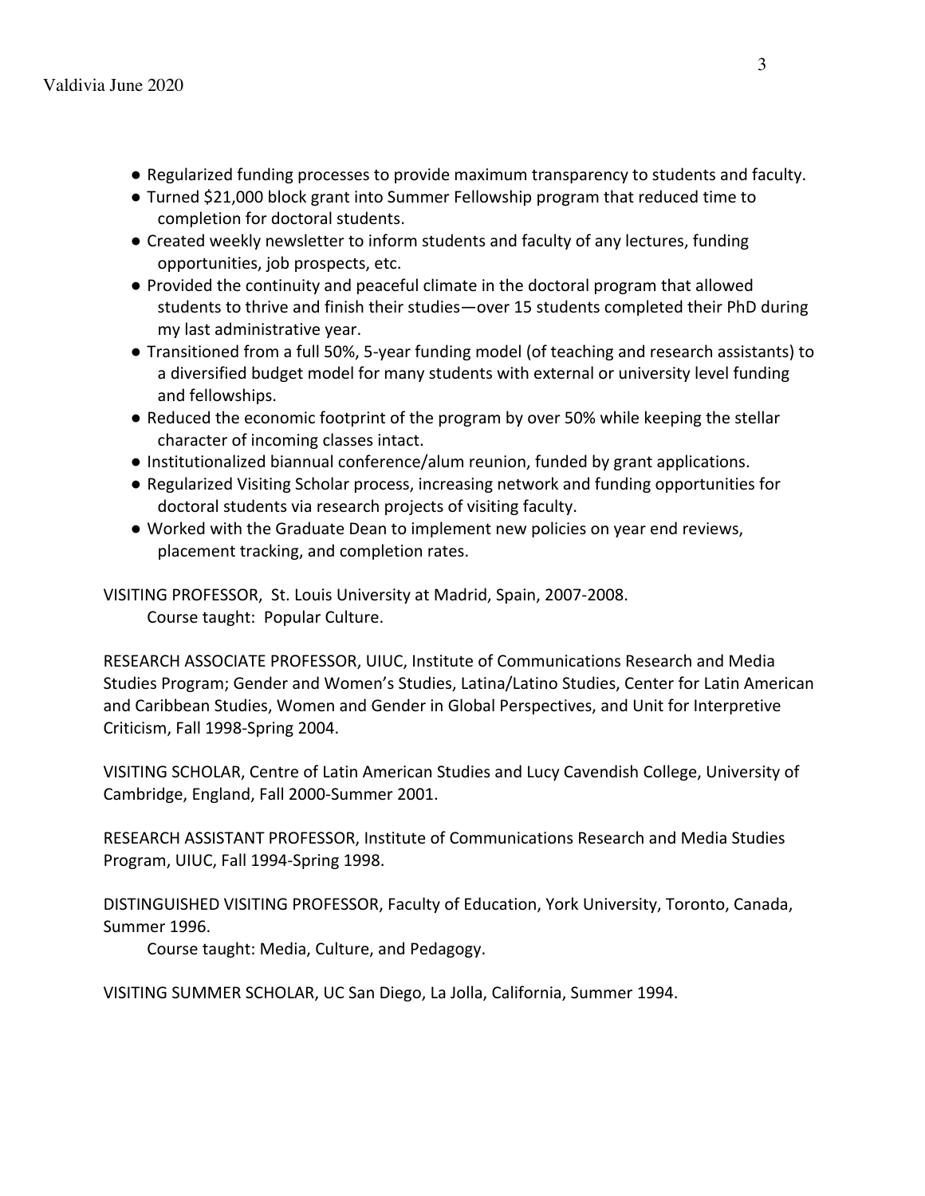- Regularized funding processes to provide maximum transparency to students and faculty.
- Turned $21,000 block grant into Summer Fellowship program that reduced time to completion for doctoral students.
- Created weekly newsletter to inform students and faculty of any lectures, funding opportunities, job prospects, etc.
- Provided the continuity and peaceful climate in the doctoral program that allowed students to thrive and finish their studies—over 15 students completed their PhD during my last administrative year.
- Transitioned from a full 50%, 5-year funding model (of teaching and research assistants) to a diversified budget model for many students with external or university level funding and fellowships.
- Reduced the economic footprint of the program by over 50% while keeping the stellar character of incoming classes intact.
- Institutionalized biannual conference/alum reunion, funded by grant applications.
- Regularized Visiting Scholar process, increasing network and funding opportunities for doctoral students via research projects of visiting faculty.
- Worked with the Graduate Dean to implement new policies on year end reviews, placement tracking, and completion rates.

VISITING PROFESSOR, St. Louis University at Madrid, Spain, 2007-2008.
Course taught: Popular Culture.

RESEARCH ASSOCIATE PROFESSOR, UIUC, Institute of Communications Research and Media Studies Program; Gender and Women's Studies, Latina/Latino Studies, Center for Latin American and Caribbean Studies, Women and Gender in Global Perspectives, and Unit for Interpretive Criticism, Fall 1998-Spring 2004.

VISITING SCHOLAR, Centre of Latin American Studies and Lucy Cavendish College, University of Cambridge, England, Fall 2000-Summer 2001.

RESEARCH ASSISTANT PROFESSOR, Institute of Communications Research and Media Studies Program, UIUC, Fall 1994-Spring 1998.

DISTINGUISHED VISITING PROFESSOR, Faculty of Education, York University, Toronto, Canada, Summer 1996.
Course taught: Media, Culture, and Pedagogy.

VISITING SUMMER SCHOLAR, UC San Diego, La Jolla, California, Summer 1994.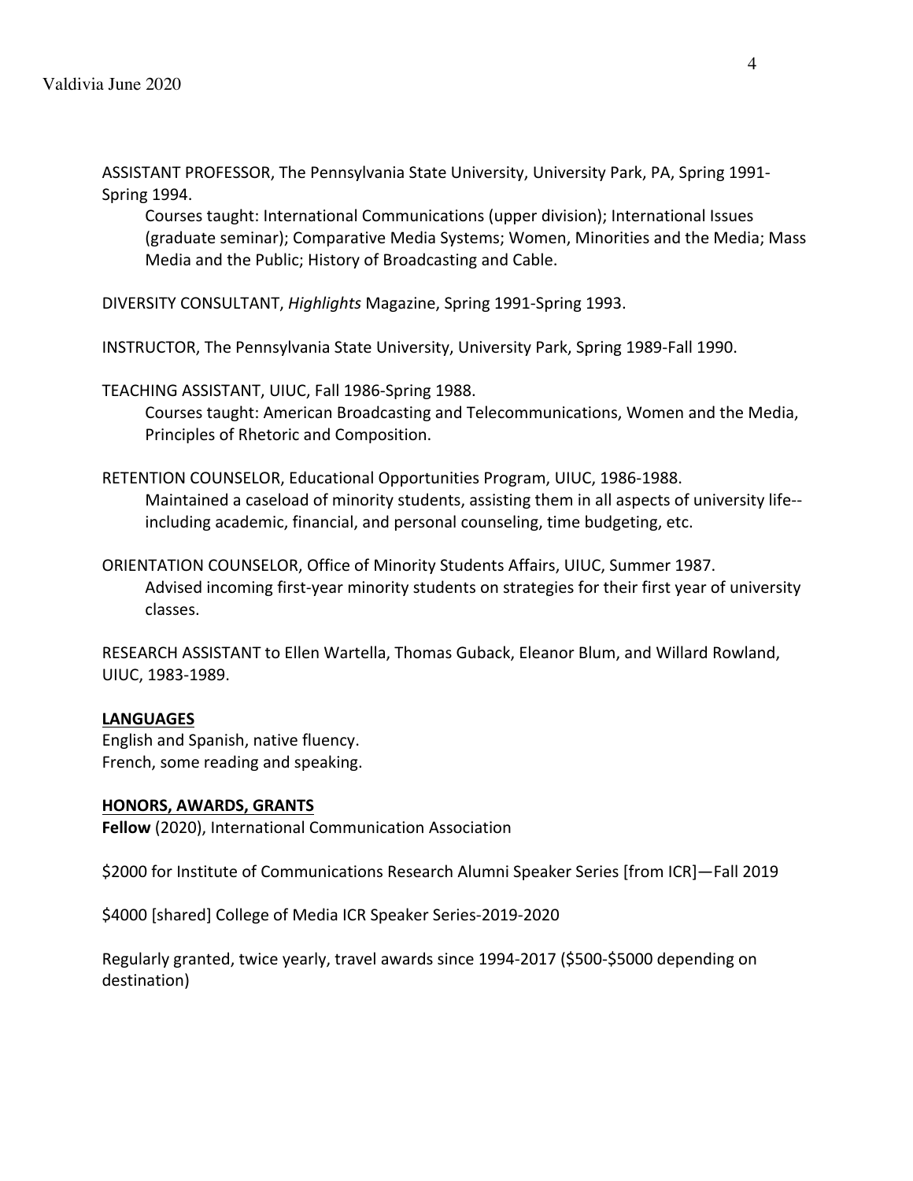ASSISTANT PROFESSOR, The Pennsylvania State University, University Park, PA, Spring 1991-Spring 1994.

Courses taught: International Communications (upper division); International Issues (graduate seminar); Comparative Media Systems; Women, Minorities and the Media; Mass Media and the Public; History of Broadcasting and Cable.

DIVERSITY CONSULTANT, *Highlights* Magazine, Spring 1991-Spring 1993.

INSTRUCTOR, The Pennsylvania State University, University Park, Spring 1989-Fall 1990.

TEACHING ASSISTANT, UIUC, Fall 1986-Spring 1988.

Courses taught: American Broadcasting and Telecommunications, Women and the Media, Principles of Rhetoric and Composition.

RETENTION COUNSELOR, Educational Opportunities Program, UIUC, 1986-1988.

Maintained a caseload of minority students, assisting them in all aspects of university life--including academic, financial, and personal counseling, time budgeting, etc.

ORIENTATION COUNSELOR, Office of Minority Students Affairs, UIUC, Summer 1987.

Advised incoming first-year minority students on strategies for their first year of university classes.

RESEARCH ASSISTANT to Ellen Wartella, Thomas Guback, Eleanor Blum, and Willard Rowland, UIUC, 1983-1989.

## LANGUAGES

English and Spanish, native fluency.
French, some reading and speaking.

## HONORS, AWARDS, GRANTS

**Fellow** (2020), International Communication Association

$2000 for Institute of Communications Research Alumni Speaker Series [from ICR]—Fall 2019

$4000 [shared] College of Media ICR Speaker Series-2019-2020

Regularly granted, twice yearly, travel awards since 1994-2017 ($500-$5000 depending on destination)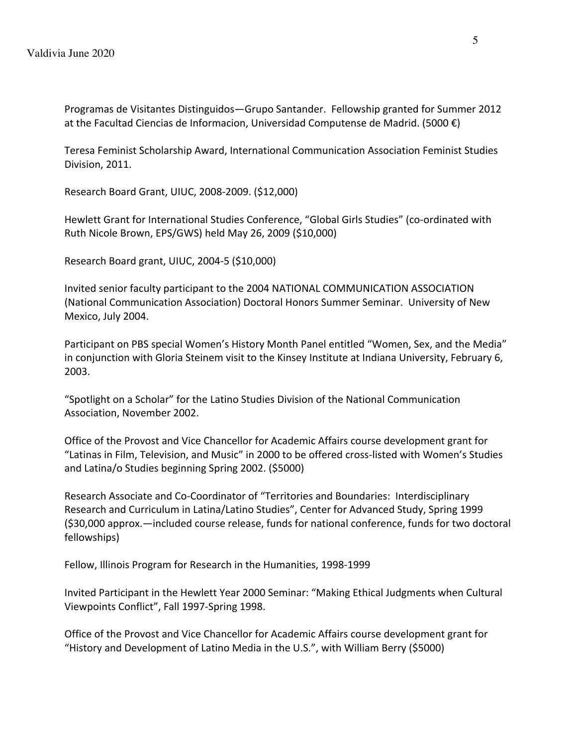Programas de Visitantes Distinguidos—Grupo Santander. Fellowship granted for Summer 2012 at the Facultad Ciencias de Informacion, Universidad Computense de Madrid. (5000 €)

Teresa Feminist Scholarship Award, International Communication Association Feminist Studies Division, 2011.

Research Board Grant, UIUC, 2008-2009. ($12,000)

Hewlett Grant for International Studies Conference, "Global Girls Studies" (co-ordinated with Ruth Nicole Brown, EPS/GWS) held May 26, 2009 ($10,000)

Research Board grant, UIUC, 2004-5 ($10,000)

Invited senior faculty participant to the 2004 NATIONAL COMMUNICATION ASSOCIATION (National Communication Association) Doctoral Honors Summer Seminar. University of New Mexico, July 2004.

Participant on PBS special Women's History Month Panel entitled "Women, Sex, and the Media" in conjunction with Gloria Steinem visit to the Kinsey Institute at Indiana University, February 6, 2003.

"Spotlight on a Scholar" for the Latino Studies Division of the National Communication Association, November 2002.

Office of the Provost and Vice Chancellor for Academic Affairs course development grant for "Latinas in Film, Television, and Music" in 2000 to be offered cross-listed with Women's Studies and Latina/o Studies beginning Spring 2002. ($5000)

Research Associate and Co-Coordinator of "Territories and Boundaries: Interdisciplinary Research and Curriculum in Latina/Latino Studies", Center for Advanced Study, Spring 1999 ($30,000 approx.—included course release, funds for national conference, funds for two doctoral fellowships)

Fellow, Illinois Program for Research in the Humanities, 1998-1999

Invited Participant in the Hewlett Year 2000 Seminar: "Making Ethical Judgments when Cultural Viewpoints Conflict", Fall 1997-Spring 1998.

Office of the Provost and Vice Chancellor for Academic Affairs course development grant for "History and Development of Latino Media in the U.S.", with William Berry ($5000)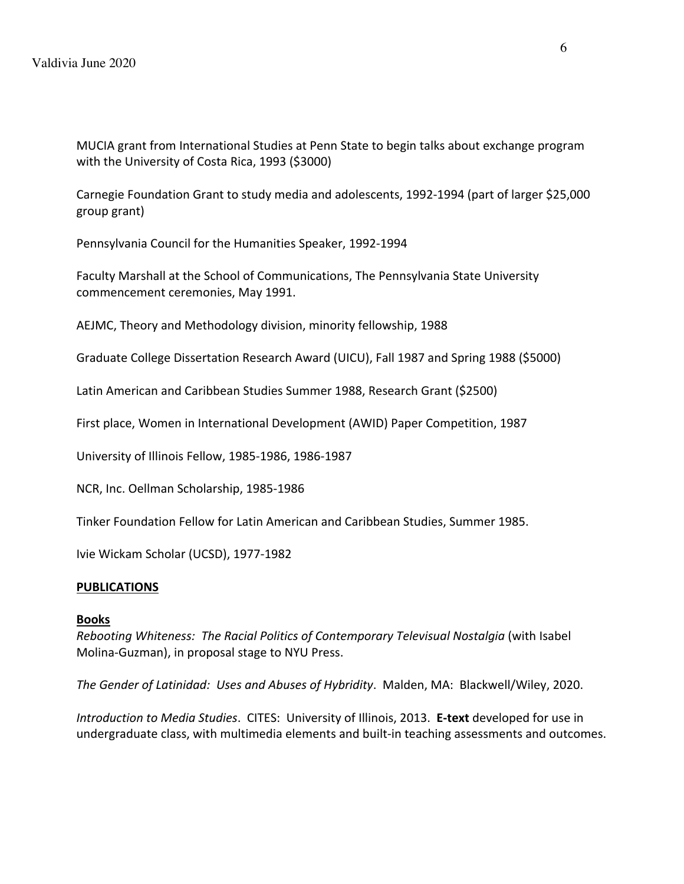MUCIA grant from International Studies at Penn State to begin talks about exchange program with the University of Costa Rica, 1993 ($3000)

Carnegie Foundation Grant to study media and adolescents, 1992-1994 (part of larger $25,000 group grant)

Pennsylvania Council for the Humanities Speaker, 1992-1994

Faculty Marshall at the School of Communications, The Pennsylvania State University commencement ceremonies, May 1991.

AEJMC, Theory and Methodology division, minority fellowship, 1988

Graduate College Dissertation Research Award (UICU), Fall 1987 and Spring 1988 ($5000)

Latin American and Caribbean Studies Summer 1988, Research Grant ($2500)

First place, Women in International Development (AWID) Paper Competition, 1987

University of Illinois Fellow, 1985-1986, 1986-1987

NCR, Inc. Oellman Scholarship, 1985-1986

Tinker Foundation Fellow for Latin American and Caribbean Studies, Summer 1985.

Ivie Wickam Scholar (UCSD), 1977-1982

## **PUBLICATIONS**

### **Books**

*Rebooting Whiteness: The Racial Politics of Contemporary Televisual Nostalgia* (with Isabel Molina-Guzman), in proposal stage to NYU Press.

*The Gender of Latinidad: Uses and Abuses of Hybridity*. Malden, MA: Blackwell/Wiley, 2020.

*Introduction to Media Studies*. CITES: University of Illinois, 2013. **E-text** developed for use in undergraduate class, with multimedia elements and built-in teaching assessments and outcomes.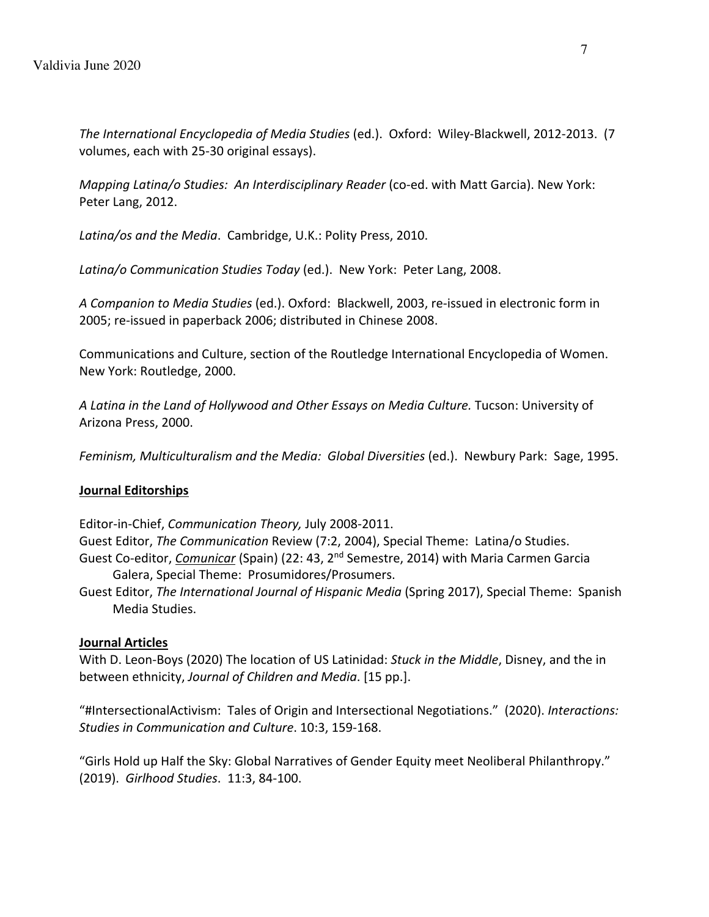*The International Encyclopedia of Media Studies* (ed.). Oxford: Wiley-Blackwell, 2012-2013. (7 volumes, each with 25-30 original essays).

*Mapping Latina/o Studies: An Interdisciplinary Reader* (co-ed. with Matt Garcia). New York: Peter Lang, 2012.

*Latina/os and the Media*. Cambridge, U.K.: Polity Press, 2010.

*Latina/o Communication Studies Today* (ed.). New York: Peter Lang, 2008.

*A Companion to Media Studies* (ed.). Oxford: Blackwell, 2003, re-issued in electronic form in 2005; re-issued in paperback 2006; distributed in Chinese 2008.

Communications and Culture, section of the Routledge International Encyclopedia of Women. New York: Routledge, 2000.

*A Latina in the Land of Hollywood and Other Essays on Media Culture.* Tucson: University of Arizona Press, 2000.

*Feminism, Multiculturalism and the Media: Global Diversities* (ed.). Newbury Park: Sage, 1995.

**Journal Editorships**

Editor-in-Chief, *Communication Theory,* July 2008-2011.
Guest Editor, *The Communication* Review (7:2, 2004), Special Theme: Latina/o Studies.
Guest Co-editor, *Comunicar* (Spain) (22: 43, 2nd Semestre, 2014) with Maria Carmen Garcia Galera, Special Theme: Prosumidores/Prosumers.
Guest Editor, *The International Journal of Hispanic Media* (Spring 2017), Special Theme: Spanish Media Studies.

**Journal Articles**

With D. Leon-Boys (2020) The location of US Latinidad: *Stuck in the Middle*, Disney, and the in between ethnicity, *Journal of Children and Media*. [15 pp.].

"#IntersectionalActivism: Tales of Origin and Intersectional Negotiations." (2020). *Interactions: Studies in Communication and Culture*. 10:3, 159-168.

"Girls Hold up Half the Sky: Global Narratives of Gender Equity meet Neoliberal Philanthropy." (2019). *Girlhood Studies*. 11:3, 84-100.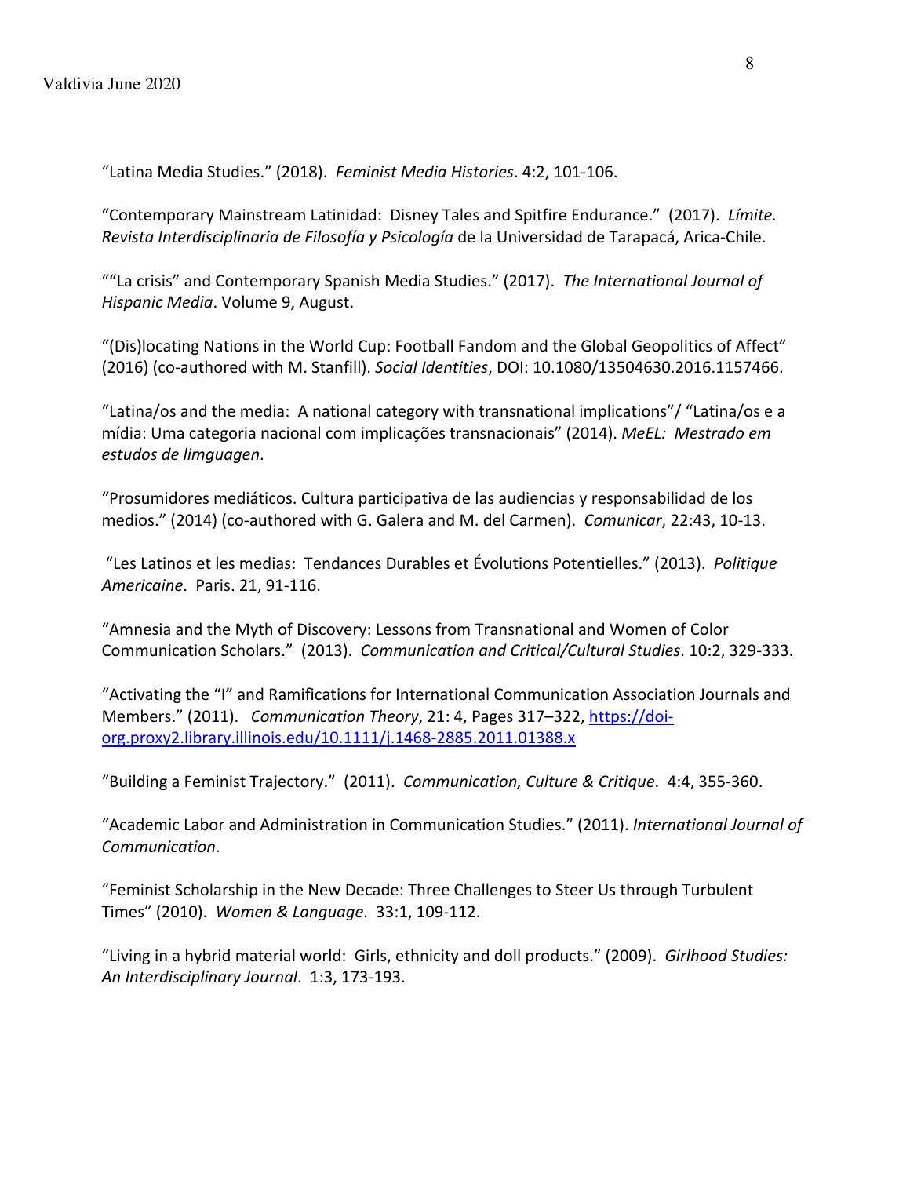"Latina Media Studies." (2018). *Feminist Media Histories*. 4:2, 101-106.

"Contemporary Mainstream Latinidad: Disney Tales and Spitfire Endurance." (2017). *Límite. Revista Interdisciplinaria de Filosofía y Psicología* de la Universidad de Tarapacá, Arica-Chile.

""La crisis" and Contemporary Spanish Media Studies." (2017). *The International Journal of Hispanic Media*. Volume 9, August.

"(Dis)locating Nations in the World Cup: Football Fandom and the Global Geopolitics of Affect" (2016) (co-authored with M. Stanfill). *Social Identities*, DOI: 10.1080/13504630.2016.1157466.

"Latina/os and the media: A national category with transnational implications"/ "Latina/os e a mídia: Uma categoria nacional com implicações transnacionais" (2014). *MeEL: Mestrado em estudos de limguagen*.

"Prosumidores mediáticos. Cultura participativa de las audiencias y responsabilidad de los medios." (2014) (co-authored with G. Galera and M. del Carmen). *Comunicar*, 22:43, 10-13.

"Les Latinos et les medias: Tendances Durables et Évolutions Potentielles." (2013). *Politique Americaine*. Paris. 21, 91-116.

"Amnesia and the Myth of Discovery: Lessons from Transnational and Women of Color Communication Scholars." (2013). *Communication and Critical/Cultural Studies*. 10:2, 329-333.

"Activating the "I" and Ramifications for International Communication Association Journals and Members." (2011). *Communication Theory*, 21: 4, Pages 317–322, [https://doi-org.proxy2.library.illinois.edu/10.1111/j.1468-2885.2011.01388.x](https://doi-org.proxy2.library.illinois.edu/10.1111/j.1468-2885.2011.01388.x)

"Building a Feminist Trajectory." (2011). *Communication, Culture & Critique*. 4:4, 355-360.

"Academic Labor and Administration in Communication Studies." (2011). *International Journal of Communication*.

"Feminist Scholarship in the New Decade: Three Challenges to Steer Us through Turbulent Times" (2010). *Women & Language*. 33:1, 109-112.

"Living in a hybrid material world: Girls, ethnicity and doll products." (2009). *Girlhood Studies: An Interdisciplinary Journal*. 1:3, 173-193.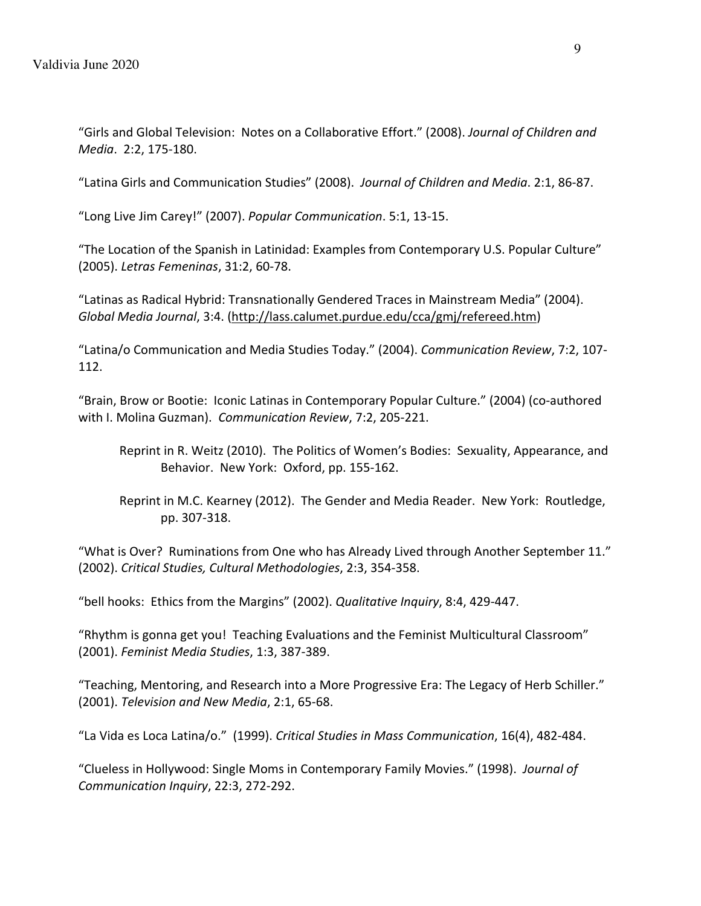"Girls and Global Television: Notes on a Collaborative Effort." (2008). *Journal of Children and Media*. 2:2, 175-180.

"Latina Girls and Communication Studies" (2008). *Journal of Children and Media*. 2:1, 86-87.

"Long Live Jim Carey!" (2007). *Popular Communication*. 5:1, 13-15.

"The Location of the Spanish in Latinidad: Examples from Contemporary U.S. Popular Culture" (2005). *Letras Femeninas*, 31:2, 60-78.

"Latinas as Radical Hybrid: Transnationally Gendered Traces in Mainstream Media" (2004). *Global Media Journal*, 3:4. (http://lass.calumet.purdue.edu/cca/gmj/refereed.htm)

"Latina/o Communication and Media Studies Today." (2004). *Communication Review*, 7:2, 107-112.

"Brain, Brow or Bootie: Iconic Latinas in Contemporary Popular Culture." (2004) (co-authored with I. Molina Guzman). *Communication Review*, 7:2, 205-221.

> Reprint in R. Weitz (2010). The Politics of Women's Bodies: Sexuality, Appearance, and Behavior. New York: Oxford, pp. 155-162.
>
> Reprint in M.C. Kearney (2012). The Gender and Media Reader. New York: Routledge, pp. 307-318.

"What is Over? Ruminations from One who has Already Lived through Another September 11." (2002). *Critical Studies, Cultural Methodologies*, 2:3, 354-358.

"bell hooks: Ethics from the Margins" (2002). *Qualitative Inquiry*, 8:4, 429-447.

"Rhythm is gonna get you! Teaching Evaluations and the Feminist Multicultural Classroom" (2001). *Feminist Media Studies*, 1:3, 387-389.

"Teaching, Mentoring, and Research into a More Progressive Era: The Legacy of Herb Schiller." (2001). *Television and New Media*, 2:1, 65-68.

"La Vida es Loca Latina/o." (1999). *Critical Studies in Mass Communication*, 16(4), 482-484.

"Clueless in Hollywood: Single Moms in Contemporary Family Movies." (1998). *Journal of Communication Inquiry*, 22:3, 272-292.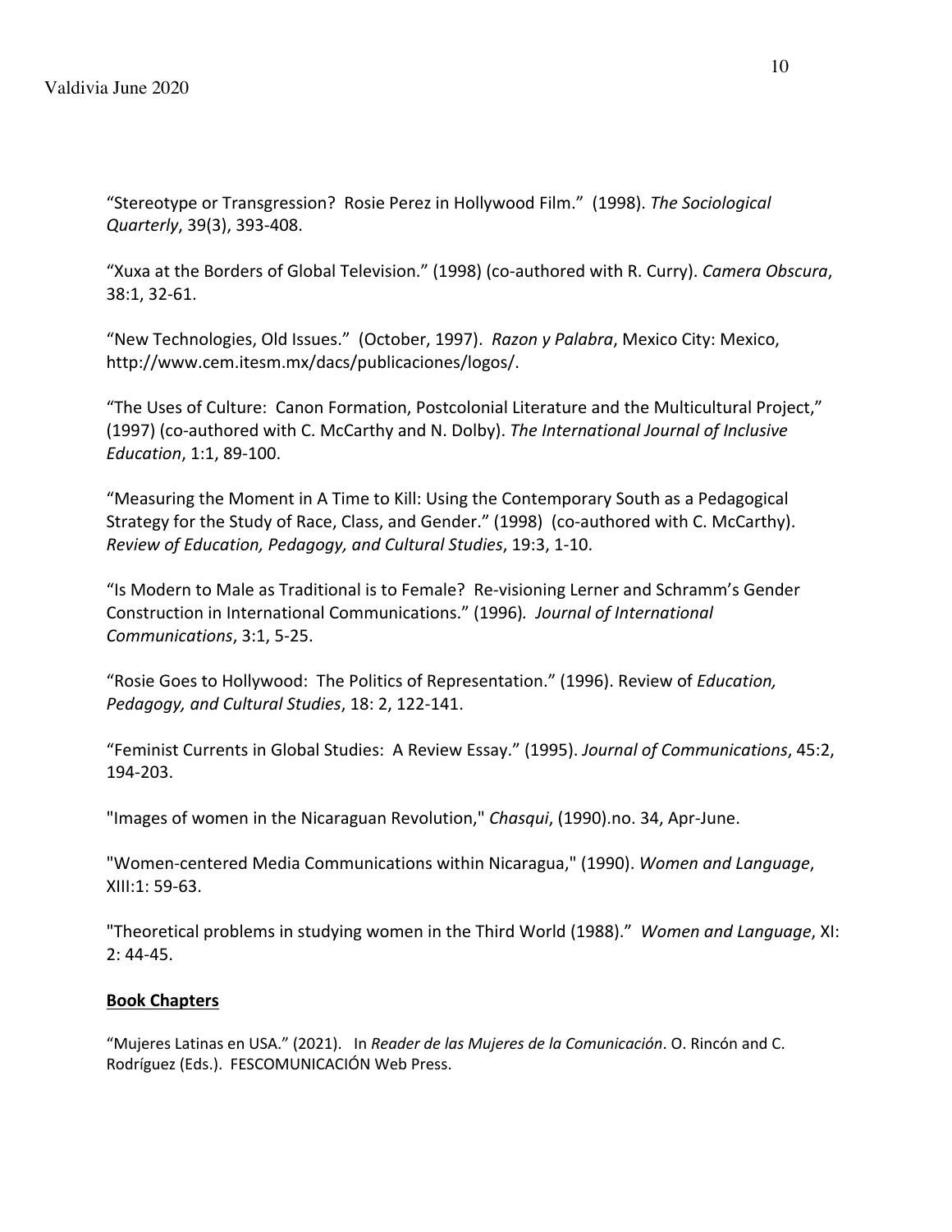"Stereotype or Transgression? Rosie Perez in Hollywood Film." (1998). *The Sociological Quarterly*, 39(3), 393-408.

"Xuxa at the Borders of Global Television." (1998) (co-authored with R. Curry). *Camera Obscura*, 38:1, 32-61.

"New Technologies, Old Issues." (October, 1997). *Razon y Palabra*, Mexico City: Mexico, http://www.cem.itesm.mx/dacs/publicaciones/logos/.

"The Uses of Culture: Canon Formation, Postcolonial Literature and the Multicultural Project," (1997) (co-authored with C. McCarthy and N. Dolby). *The International Journal of Inclusive Education*, 1:1, 89-100.

"Measuring the Moment in A Time to Kill: Using the Contemporary South as a Pedagogical Strategy for the Study of Race, Class, and Gender." (1998) (co-authored with C. McCarthy). *Review of Education, Pedagogy, and Cultural Studies*, 19:3, 1-10.

"Is Modern to Male as Traditional is to Female? Re-visioning Lerner and Schramm's Gender Construction in International Communications." (1996). *Journal of International Communications*, 3:1, 5-25.

"Rosie Goes to Hollywood: The Politics of Representation." (1996). Review of *Education, Pedagogy, and Cultural Studies*, 18: 2, 122-141.

"Feminist Currents in Global Studies: A Review Essay." (1995). *Journal of Communications*, 45:2, 194-203.

"Images of women in the Nicaraguan Revolution," *Chasqui*, (1990).no. 34, Apr-June.

"Women-centered Media Communications within Nicaragua," (1990). *Women and Language*, XIII:1: 59-63.

"Theoretical problems in studying women in the Third World (1988)." *Women and Language*, XI: 2: 44-45.

## Book Chapters

"Mujeres Latinas en USA." (2021). In *Reader de las Mujeres de la Comunicación*. O. Rincón and C. Rodríguez (Eds.). FESCOMUNICACIÓN Web Press.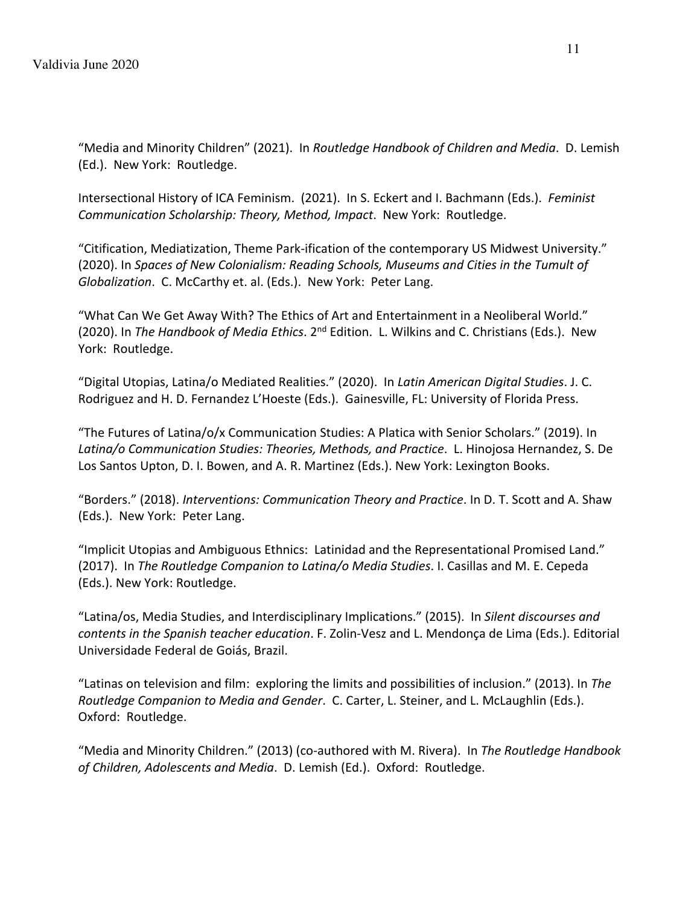"Media and Minority Children" (2021). In *Routledge Handbook of Children and Media*. D. Lemish (Ed.). New York: Routledge.

Intersectional History of ICA Feminism. (2021). In S. Eckert and I. Bachmann (Eds.). *Feminist Communication Scholarship: Theory, Method, Impact*. New York: Routledge.

"Citification, Mediatization, Theme Park-ification of the contemporary US Midwest University." (2020). In *Spaces of New Colonialism: Reading Schools, Museums and Cities in the Tumult of Globalization*. C. McCarthy et. al. (Eds.). New York: Peter Lang.

"What Can We Get Away With? The Ethics of Art and Entertainment in a Neoliberal World." (2020). In *The Handbook of Media Ethics*. 2nd Edition. L. Wilkins and C. Christians (Eds.). New York: Routledge.

"Digital Utopias, Latina/o Mediated Realities." (2020). In *Latin American Digital Studies*. J. C. Rodriguez and H. D. Fernandez L'Hoeste (Eds.). Gainesville, FL: University of Florida Press.

"The Futures of Latina/o/x Communication Studies: A Platica with Senior Scholars." (2019). In *Latina/o Communication Studies: Theories, Methods, and Practice*. L. Hinojosa Hernandez, S. De Los Santos Upton, D. I. Bowen, and A. R. Martinez (Eds.). New York: Lexington Books.

"Borders." (2018). *Interventions: Communication Theory and Practice*. In D. T. Scott and A. Shaw (Eds.). New York: Peter Lang.

"Implicit Utopias and Ambiguous Ethnics: Latinidad and the Representational Promised Land." (2017). In *The Routledge Companion to Latina/o Media Studies*. I. Casillas and M. E. Cepeda (Eds.). New York: Routledge.

"Latina/os, Media Studies, and Interdisciplinary Implications." (2015). In *Silent discourses and contents in the Spanish teacher education*. F. Zolin-Vesz and L. Mendonça de Lima (Eds.). Editorial Universidade Federal de Goiás, Brazil.

"Latinas on television and film: exploring the limits and possibilities of inclusion." (2013). In *The Routledge Companion to Media and Gender*. C. Carter, L. Steiner, and L. McLaughlin (Eds.). Oxford: Routledge.

"Media and Minority Children." (2013) (co-authored with M. Rivera). In *The Routledge Handbook of Children, Adolescents and Media*. D. Lemish (Ed.). Oxford: Routledge.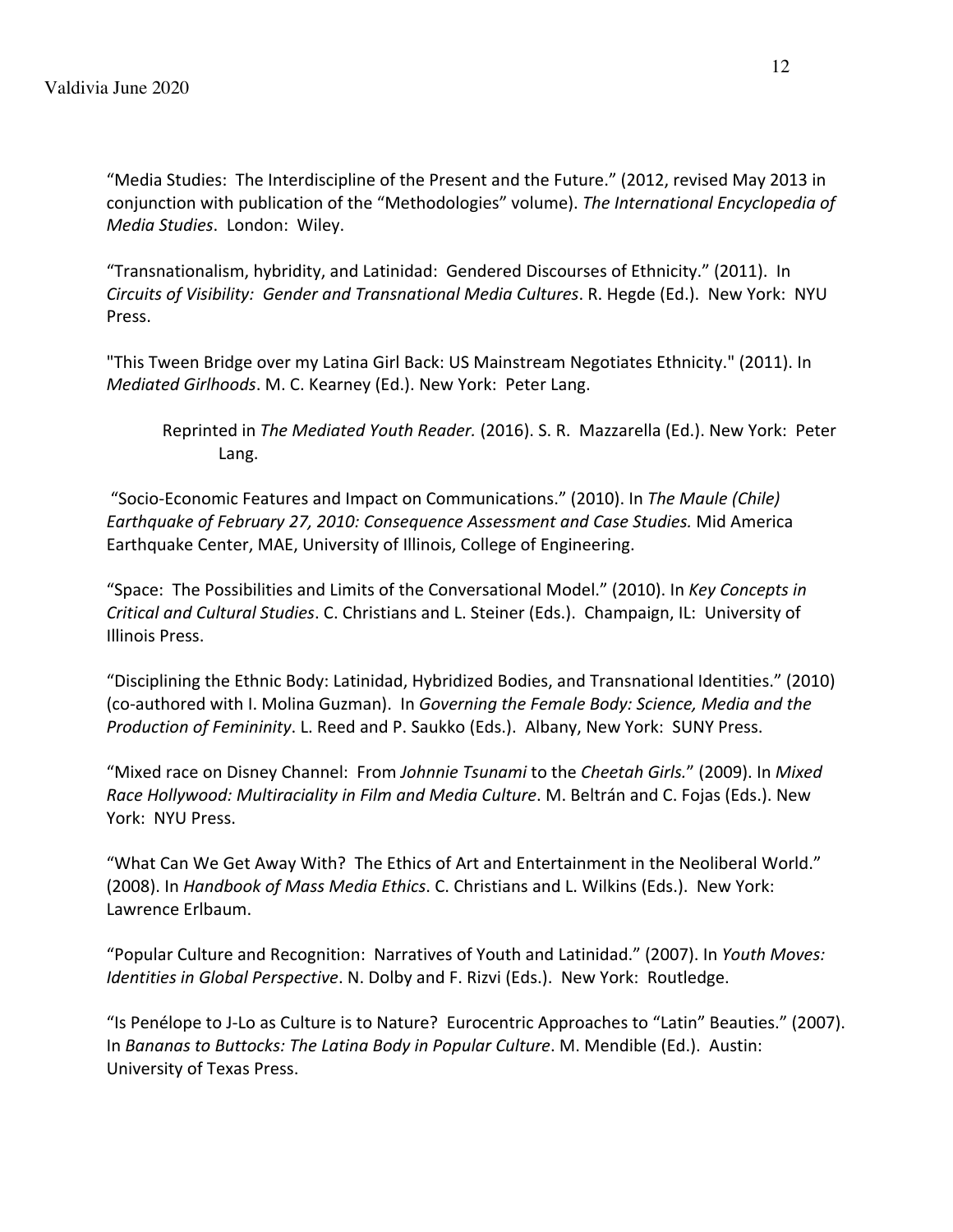“Media Studies: The Interdiscipline of the Present and the Future.” (2012, revised May 2013 in conjunction with publication of the “Methodologies” volume). *The International Encyclopedia of Media Studies*. London: Wiley.

“Transnationalism, hybridity, and Latinidad: Gendered Discourses of Ethnicity.” (2011). In *Circuits of Visibility: Gender and Transnational Media Cultures*. R. Hegde (Ed.). New York: NYU Press.

"This Tween Bridge over my Latina Girl Back: US Mainstream Negotiates Ethnicity." (2011). In *Mediated Girlhoods*. M. C. Kearney (Ed.). New York: Peter Lang.

> Reprinted in *The Mediated Youth Reader.* (2016). S. R. Mazzarella (Ed.). New York: Peter Lang.

“Socio-Economic Features and Impact on Communications.” (2010). In *The Maule (Chile) Earthquake of February 27, 2010: Consequence Assessment and Case Studies.* Mid America Earthquake Center, MAE, University of Illinois, College of Engineering.

“Space: The Possibilities and Limits of the Conversational Model.” (2010). In *Key Concepts in Critical and Cultural Studies*. C. Christians and L. Steiner (Eds.). Champaign, IL: University of Illinois Press.

“Disciplining the Ethnic Body: Latinidad, Hybridized Bodies, and Transnational Identities.” (2010) (co-authored with I. Molina Guzman). In *Governing the Female Body: Science, Media and the Production of Femininity*. L. Reed and P. Saukko (Eds.). Albany, New York: SUNY Press.

“Mixed race on Disney Channel: From *Johnnie Tsunami* to the *Cheetah Girls.*” (2009). In *Mixed Race Hollywood: Multiraciality in Film and Media Culture*. M. Beltrán and C. Fojas (Eds.). New York: NYU Press.

“What Can We Get Away With? The Ethics of Art and Entertainment in the Neoliberal World.” (2008). In *Handbook of Mass Media Ethics*. C. Christians and L. Wilkins (Eds.). New York: Lawrence Erlbaum.

“Popular Culture and Recognition: Narratives of Youth and Latinidad.” (2007). In *Youth Moves: Identities in Global Perspective*. N. Dolby and F. Rizvi (Eds.). New York: Routledge.

“Is Penélope to J-Lo as Culture is to Nature? Eurocentric Approaches to “Latin” Beauties.” (2007). In *Bananas to Buttocks: The Latina Body in Popular Culture*. M. Mendible (Ed.). Austin: University of Texas Press.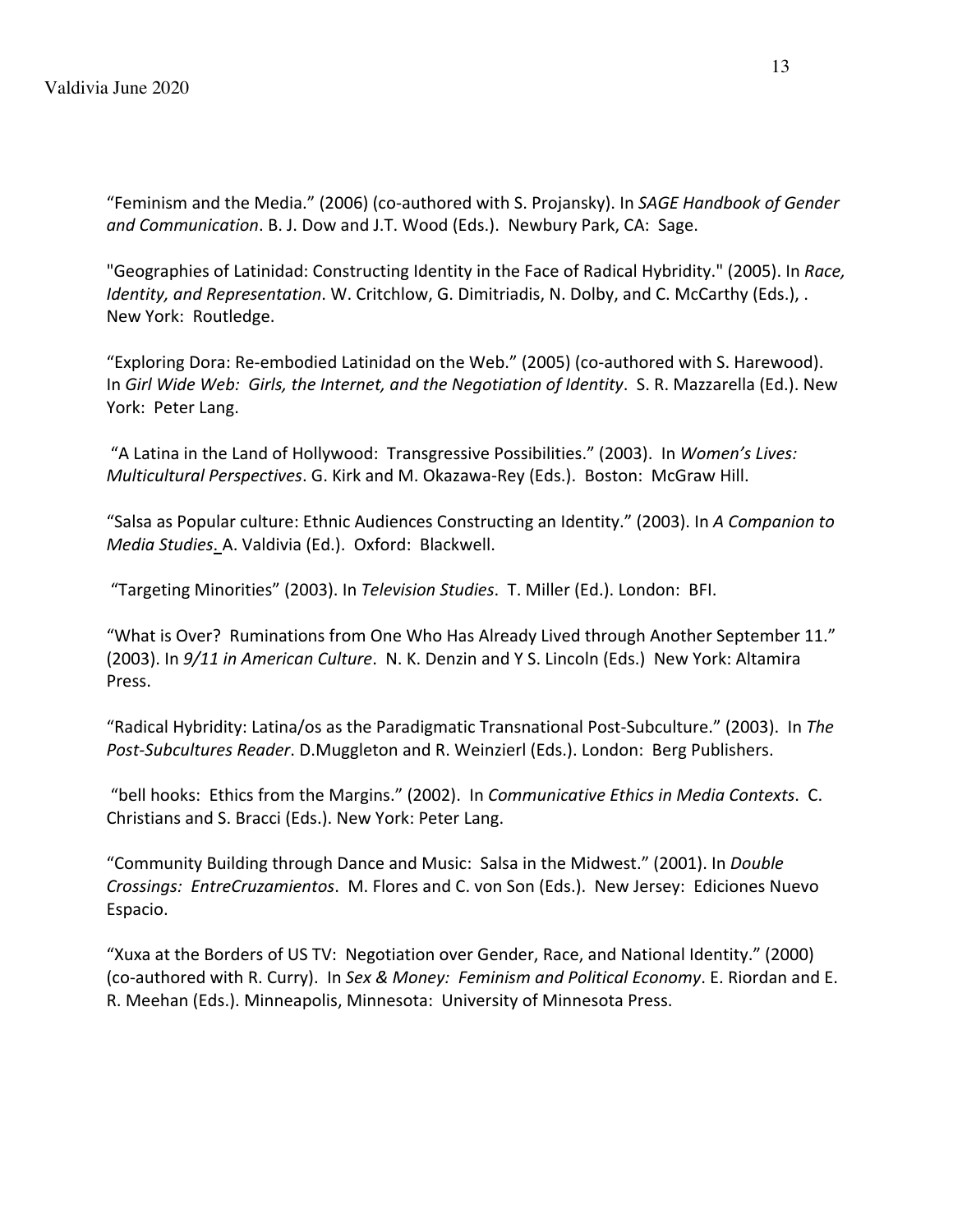"Feminism and the Media." (2006) (co-authored with S. Projansky). In *SAGE Handbook of Gender and Communication*. B. J. Dow and J.T. Wood (Eds.). Newbury Park, CA: Sage.

"Geographies of Latinidad: Constructing Identity in the Face of Radical Hybridity." (2005). In *Race, Identity, and Representation*. W. Critchlow, G. Dimitriadis, N. Dolby, and C. McCarthy (Eds.), . New York: Routledge.

"Exploring Dora: Re-embodied Latinidad on the Web." (2005) (co-authored with S. Harewood). In *Girl Wide Web: Girls, the Internet, and the Negotiation of Identity*. S. R. Mazzarella (Ed.). New York: Peter Lang.

"A Latina in the Land of Hollywood: Transgressive Possibilities." (2003). In *Women's Lives: Multicultural Perspectives*. G. Kirk and M. Okazawa-Rey (Eds.). Boston: McGraw Hill.

"Salsa as Popular culture: Ethnic Audiences Constructing an Identity." (2003). In *A Companion to Media Studies*. A. Valdivia (Ed.). Oxford: Blackwell.

"Targeting Minorities" (2003). In *Television Studies*. T. Miller (Ed.). London: BFI.

"What is Over? Ruminations from One Who Has Already Lived through Another September 11." (2003). In *9/11 in American Culture*. N. K. Denzin and Y S. Lincoln (Eds.) New York: Altamira Press.

"Radical Hybridity: Latina/os as the Paradigmatic Transnational Post-Subculture." (2003). In *The Post-Subcultures Reader*. D.Muggleton and R. Weinzierl (Eds.). London: Berg Publishers.

"bell hooks: Ethics from the Margins." (2002). In *Communicative Ethics in Media Contexts*. C. Christians and S. Bracci (Eds.). New York: Peter Lang.

"Community Building through Dance and Music: Salsa in the Midwest." (2001). In *Double Crossings: EntreCruzamientos*. M. Flores and C. von Son (Eds.). New Jersey: Ediciones Nuevo Espacio.

"Xuxa at the Borders of US TV: Negotiation over Gender, Race, and National Identity." (2000) (co-authored with R. Curry). In *Sex & Money: Feminism and Political Economy*. E. Riordan and E. R. Meehan (Eds.). Minneapolis, Minnesota: University of Minnesota Press.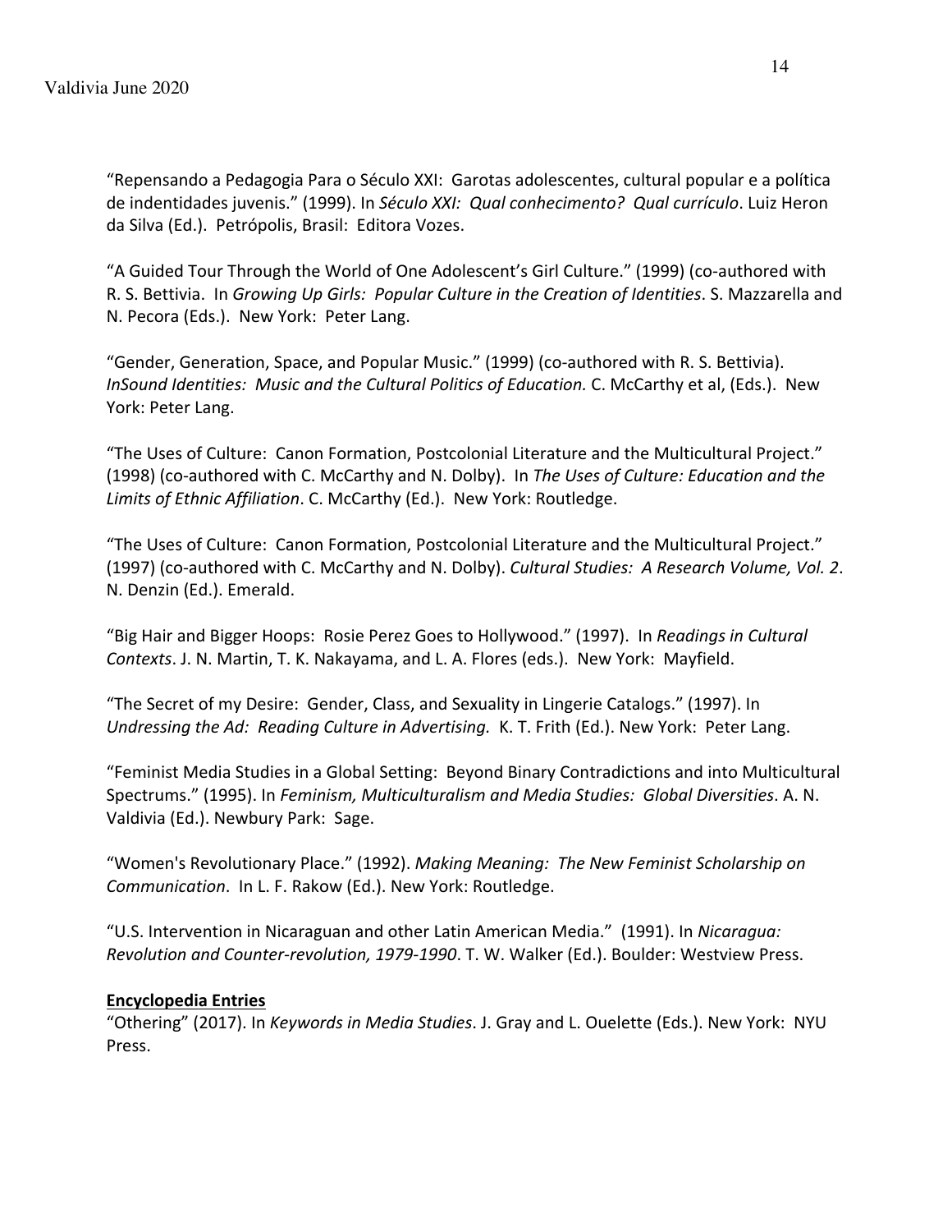"Repensando a Pedagogia Para o Século XXI: Garotas adolescentes, cultural popular e a política de indentidades juvenis." (1999). In *Século XXI: Qual conhecimento? Qual currículo*. Luiz Heron da Silva (Ed.). Petrópolis, Brasil: Editora Vozes.

"A Guided Tour Through the World of One Adolescent's Girl Culture." (1999) (co-authored with R. S. Bettivia. In *Growing Up Girls: Popular Culture in the Creation of Identities*. S. Mazzarella and N. Pecora (Eds.). New York: Peter Lang.

"Gender, Generation, Space, and Popular Music." (1999) (co-authored with R. S. Bettivia). *InSound Identities: Music and the Cultural Politics of Education.* C. McCarthy et al, (Eds.). New York: Peter Lang.

"The Uses of Culture: Canon Formation, Postcolonial Literature and the Multicultural Project." (1998) (co-authored with C. McCarthy and N. Dolby). In *The Uses of Culture: Education and the Limits of Ethnic Affiliation*. C. McCarthy (Ed.). New York: Routledge.

"The Uses of Culture: Canon Formation, Postcolonial Literature and the Multicultural Project." (1997) (co-authored with C. McCarthy and N. Dolby). *Cultural Studies: A Research Volume, Vol. 2*. N. Denzin (Ed.). Emerald.

"Big Hair and Bigger Hoops: Rosie Perez Goes to Hollywood." (1997). In *Readings in Cultural Contexts*. J. N. Martin, T. K. Nakayama, and L. A. Flores (eds.). New York: Mayfield.

"The Secret of my Desire: Gender, Class, and Sexuality in Lingerie Catalogs." (1997). In *Undressing the Ad: Reading Culture in Advertising.* K. T. Frith (Ed.). New York: Peter Lang.

"Feminist Media Studies in a Global Setting: Beyond Binary Contradictions and into Multicultural Spectrums." (1995). In *Feminism, Multiculturalism and Media Studies: Global Diversities*. A. N. Valdivia (Ed.). Newbury Park: Sage.

"Women's Revolutionary Place." (1992). *Making Meaning: The New Feminist Scholarship on Communication*. In L. F. Rakow (Ed.). New York: Routledge.

"U.S. Intervention in Nicaraguan and other Latin American Media." (1991). In *Nicaragua: Revolution and Counter-revolution, 1979-1990*. T. W. Walker (Ed.). Boulder: Westview Press.

**Encyclopedia Entries**

"Othering" (2017). In *Keywords in Media Studies*. J. Gray and L. Ouelette (Eds.). New York: NYU Press.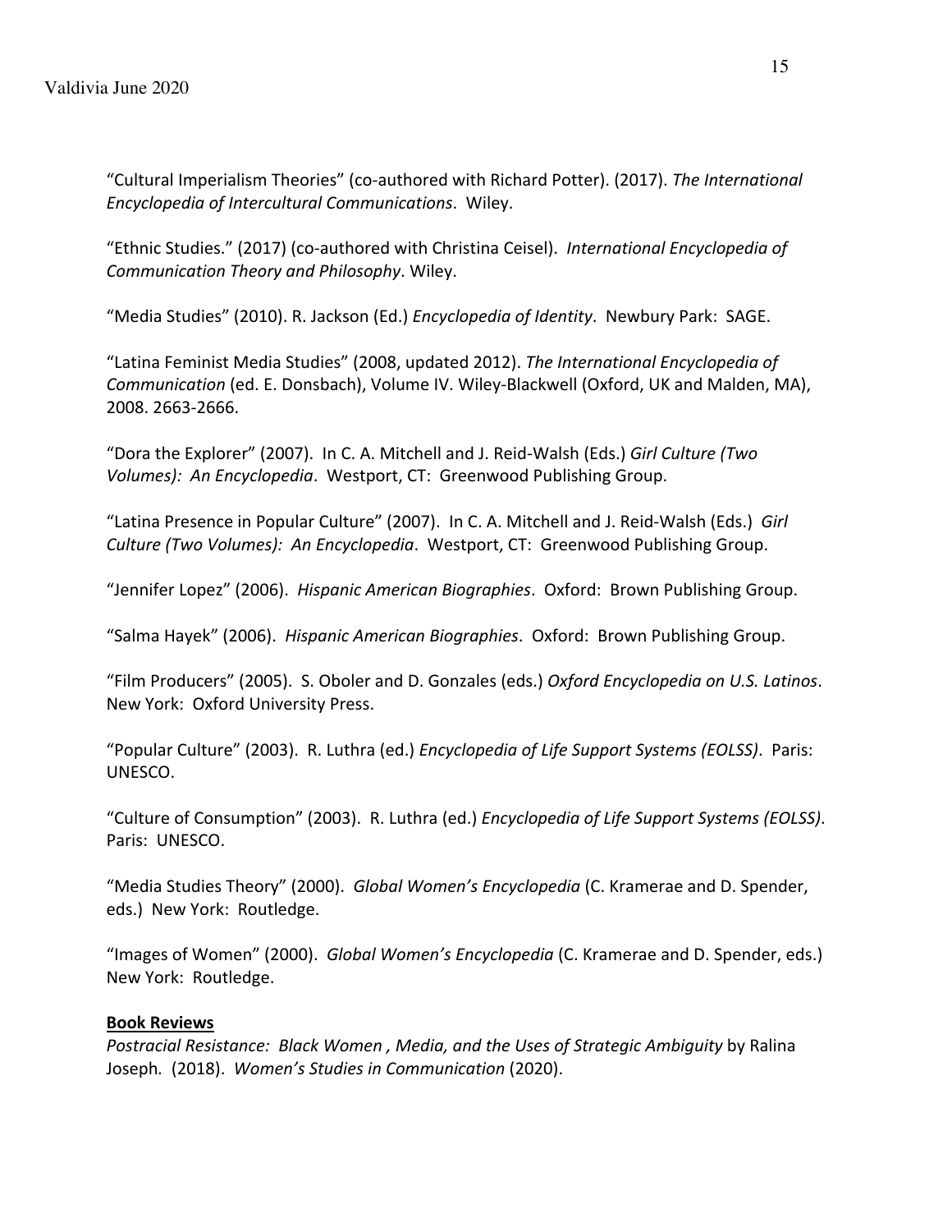“Cultural Imperialism Theories” (co-authored with Richard Potter). (2017). *The International Encyclopedia of Intercultural Communications*. Wiley.

“Ethnic Studies.” (2017) (co-authored with Christina Ceisel). *International Encyclopedia of Communication Theory and Philosophy*. Wiley.

“Media Studies” (2010). R. Jackson (Ed.) *Encyclopedia of Identity*. Newbury Park: SAGE.

“Latina Feminist Media Studies” (2008, updated 2012). *The International Encyclopedia of Communication* (ed. E. Donsbach), Volume IV. Wiley-Blackwell (Oxford, UK and Malden, MA), 2008. 2663-2666.

“Dora the Explorer” (2007). In C. A. Mitchell and J. Reid-Walsh (Eds.) *Girl Culture (Two Volumes): An Encyclopedia*. Westport, CT: Greenwood Publishing Group.

“Latina Presence in Popular Culture” (2007). In C. A. Mitchell and J. Reid-Walsh (Eds.) *Girl Culture (Two Volumes): An Encyclopedia*. Westport, CT: Greenwood Publishing Group.

“Jennifer Lopez” (2006). *Hispanic American Biographies*. Oxford: Brown Publishing Group.

“Salma Hayek” (2006). *Hispanic American Biographies*. Oxford: Brown Publishing Group.

“Film Producers” (2005). S. Oboler and D. Gonzales (eds.) *Oxford Encyclopedia on U.S. Latinos*. New York: Oxford University Press.

“Popular Culture” (2003). R. Luthra (ed.) *Encyclopedia of Life Support Systems (EOLSS)*. Paris: UNESCO.

“Culture of Consumption” (2003). R. Luthra (ed.) *Encyclopedia of Life Support Systems (EOLSS)*. Paris: UNESCO.

“Media Studies Theory” (2000). *Global Women’s Encyclopedia* (C. Kramerae and D. Spender, eds.) New York: Routledge.

“Images of Women” (2000). *Global Women’s Encyclopedia* (C. Kramerae and D. Spender, eds.) New York: Routledge.

**Book Reviews**

*Postracial Resistance: Black Women , Media, and the Uses of Strategic Ambiguity* by Ralina Joseph. (2018). *Women’s Studies in Communication* (2020).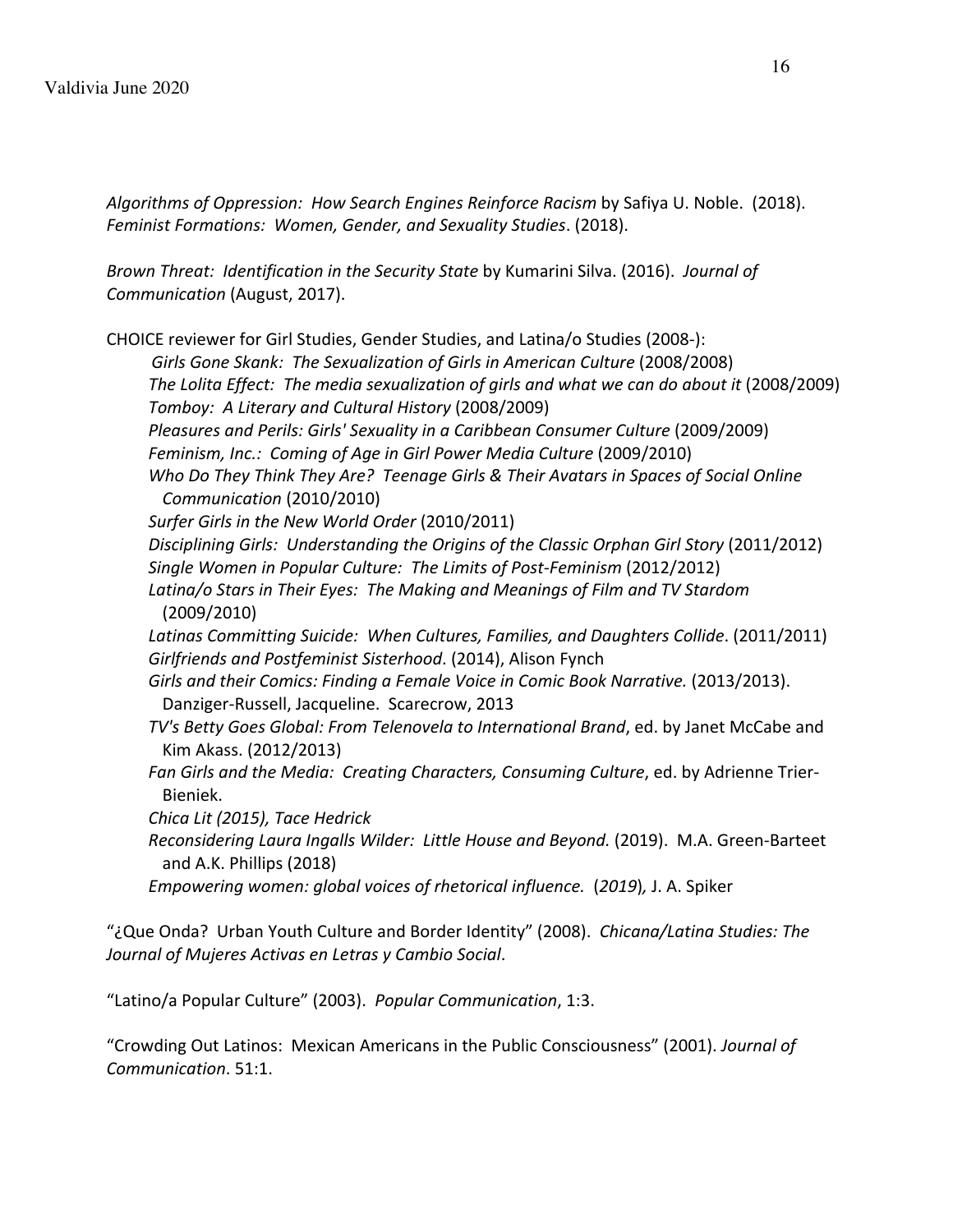*Algorithms of Oppression: How Search Engines Reinforce Racism* by Safiya U. Noble. (2018). *Feminist Formations: Women, Gender, and Sexuality Studies*. (2018).

*Brown Threat: Identification in the Security State* by Kumarini Silva. (2016). *Journal of Communication* (August, 2017).

CHOICE reviewer for Girl Studies, Gender Studies, and Latina/o Studies (2008-):

- *Girls Gone Skank: The Sexualization of Girls in American Culture* (2008/2008)
- *The Lolita Effect: The media sexualization of girls and what we can do about it* (2008/2009)
- *Tomboy: A Literary and Cultural History* (2008/2009)
- *Pleasures and Perils: Girls' Sexuality in a Caribbean Consumer Culture* (2009/2009)
- *Feminism, Inc.: Coming of Age in Girl Power Media Culture* (2009/2010)
- *Who Do They Think They Are? Teenage Girls & Their Avatars in Spaces of Social Online Communication* (2010/2010)
- *Surfer Girls in the New World Order* (2010/2011)
- *Disciplining Girls: Understanding the Origins of the Classic Orphan Girl Story* (2011/2012)
- *Single Women in Popular Culture: The Limits of Post-Feminism* (2012/2012)
- *Latina/o Stars in Their Eyes: The Making and Meanings of Film and TV Stardom* (2009/2010)
- *Latinas Committing Suicide: When Cultures, Families, and Daughters Collide*. (2011/2011)
- *Girlfriends and Postfeminist Sisterhood*. (2014), Alison Fynch
- *Girls and their Comics: Finding a Female Voice in Comic Book Narrative.* (2013/2013). Danziger-Russell, Jacqueline. Scarecrow, 2013
- *TV's Betty Goes Global: From Telenovela to International Brand*, ed. by Janet McCabe and Kim Akass. (2012/2013)
- *Fan Girls and the Media: Creating Characters, Consuming Culture*, ed. by Adrienne Trier-Bieniek.
- *Chica Lit (2015), Tace Hedrick*
- *Reconsidering Laura Ingalls Wilder: Little House and Beyond.* (2019). M.A. Green-Barteet and A.K. Phillips (2018)
- *Empowering women: global voices of rhetorical influence.* (*2019*), J. A. Spiker

"¿Que Onda? Urban Youth Culture and Border Identity" (2008). *Chicana/Latina Studies: The Journal of Mujeres Activas en Letras y Cambio Social*.

"Latino/a Popular Culture" (2003). *Popular Communication*, 1:3.

"Crowding Out Latinos: Mexican Americans in the Public Consciousness" (2001). *Journal of Communication*. 51:1.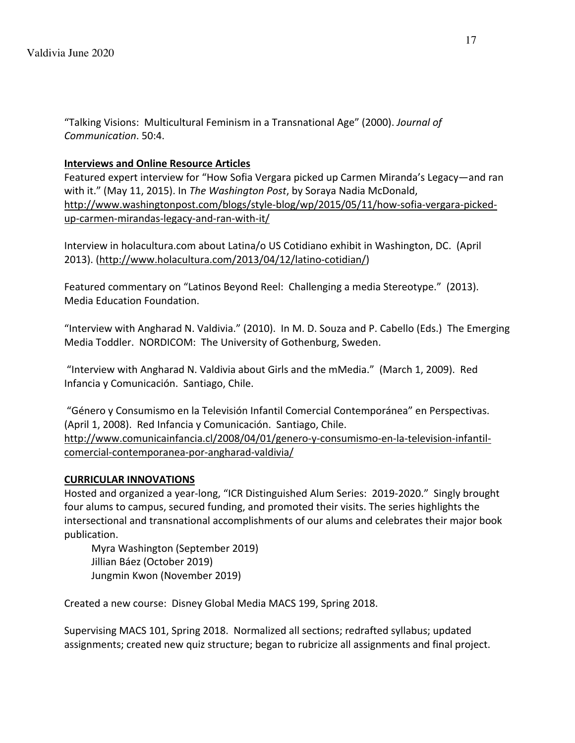"Talking Visions: Multicultural Feminism in a Transnational Age" (2000). *Journal of Communication*. 50:4.

**Interviews and Online Resource Articles**

Featured expert interview for "How Sofia Vergara picked up Carmen Miranda's Legacy—and ran with it." (May 11, 2015). In *The Washington Post*, by Soraya Nadia McDonald, http://www.washingtonpost.com/blogs/style-blog/wp/2015/05/11/how-sofia-vergara-picked-up-carmen-mirandas-legacy-and-ran-with-it/

Interview in holacultura.com about Latina/o US Cotidiano exhibit in Washington, DC. (April 2013). (http://www.holacultura.com/2013/04/12/latino-cotidian/)

Featured commentary on "Latinos Beyond Reel: Challenging a media Stereotype." (2013). Media Education Foundation.

"Interview with Angharad N. Valdivia." (2010). In M. D. Souza and P. Cabello (Eds.) The Emerging Media Toddler. NORDICOM: The University of Gothenburg, Sweden.

"Interview with Angharad N. Valdivia about Girls and the mMedia." (March 1, 2009). Red Infancia y Comunicación. Santiago, Chile.

"Género y Consumismo en la Televisión Infantil Comercial Contemporánea" en Perspectivas. (April 1, 2008). Red Infancia y Comunicación. Santiago, Chile. http://www.comunicainfancia.cl/2008/04/01/genero-y-consumismo-en-la-television-infantil-comercial-contemporanea-por-angharad-valdivia/

**CURRICULAR INNOVATIONS**

Hosted and organized a year-long, "ICR Distinguished Alum Series: 2019-2020." Singly brought four alums to campus, secured funding, and promoted their visits. The series highlights the intersectional and transnational accomplishments of our alums and celebrates their major book publication.

- Myra Washington (September 2019)
- Jillian Báez (October 2019)
- Jungmin Kwon (November 2019)

Created a new course: Disney Global Media MACS 199, Spring 2018.

Supervising MACS 101, Spring 2018. Normalized all sections; redrafted syllabus; updated assignments; created new quiz structure; began to rubricize all assignments and final project.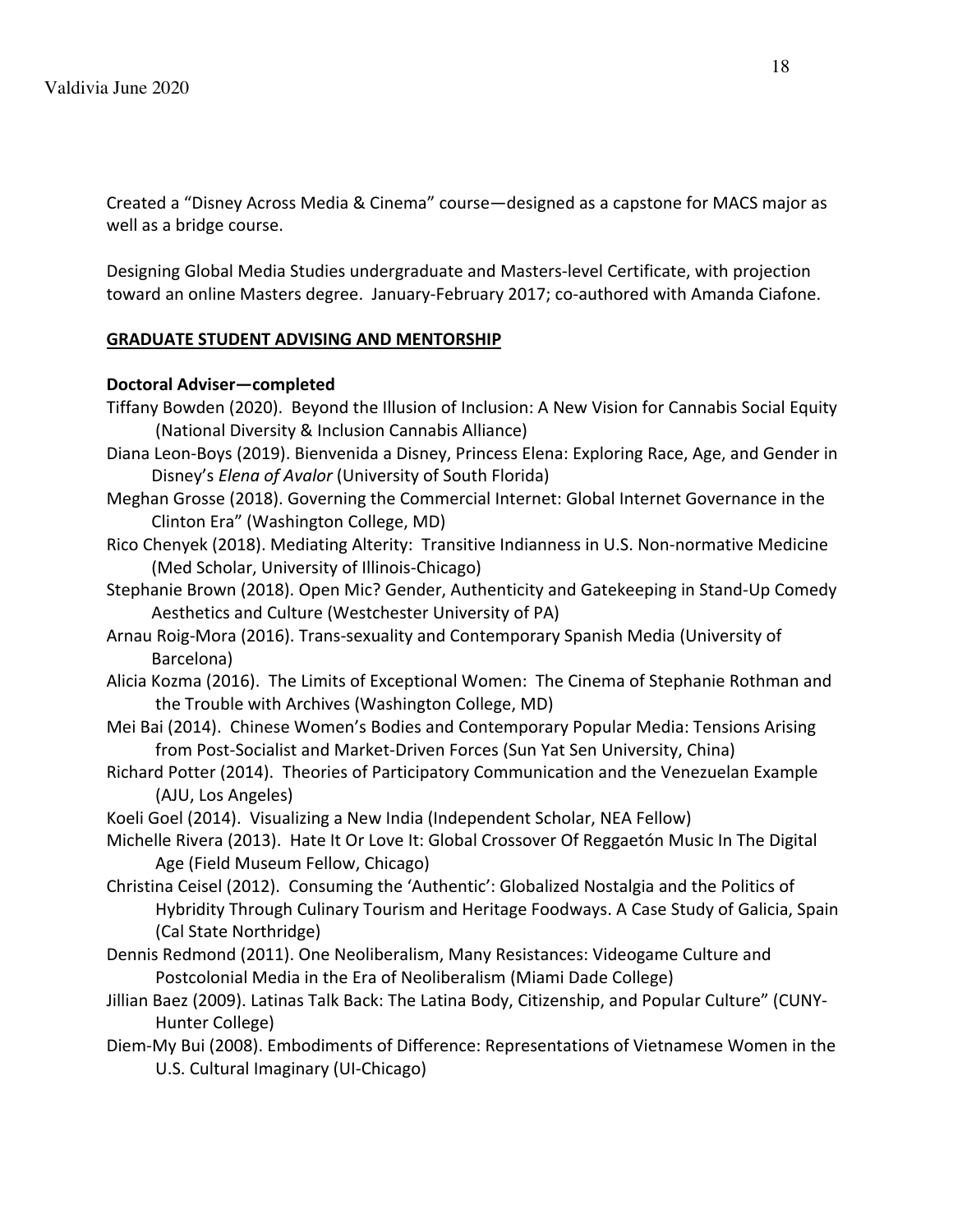Created a "Disney Across Media & Cinema" course—designed as a capstone for MACS major as well as a bridge course.

Designing Global Media Studies undergraduate and Masters-level Certificate, with projection toward an online Masters degree. January-February 2017; co-authored with Amanda Ciafone.

## GRADUATE STUDENT ADVISING AND MENTORSHIP

**Doctoral Adviser—completed**

Tiffany Bowden (2020). Beyond the Illusion of Inclusion: A New Vision for Cannabis Social Equity (National Diversity & Inclusion Cannabis Alliance)

Diana Leon-Boys (2019). Bienvenida a Disney, Princess Elena: Exploring Race, Age, and Gender in Disney's *Elena of Avalor* (University of South Florida)

Meghan Grosse (2018). Governing the Commercial Internet: Global Internet Governance in the Clinton Era" (Washington College, MD)

Rico Chenyek (2018). Mediating Alterity: Transitive Indianness in U.S. Non-normative Medicine (Med Scholar, University of Illinois-Chicago)

Stephanie Brown (2018). Open Mic? Gender, Authenticity and Gatekeeping in Stand-Up Comedy Aesthetics and Culture (Westchester University of PA)

Arnau Roig-Mora (2016). Trans-sexuality and Contemporary Spanish Media (University of Barcelona)

Alicia Kozma (2016). The Limits of Exceptional Women: The Cinema of Stephanie Rothman and the Trouble with Archives (Washington College, MD)

Mei Bai (2014). Chinese Women's Bodies and Contemporary Popular Media: Tensions Arising from Post-Socialist and Market-Driven Forces (Sun Yat Sen University, China)

Richard Potter (2014). Theories of Participatory Communication and the Venezuelan Example (AJU, Los Angeles)

Koeli Goel (2014). Visualizing a New India (Independent Scholar, NEA Fellow)

Michelle Rivera (2013). Hate It Or Love It: Global Crossover Of Reggaetón Music In The Digital Age (Field Museum Fellow, Chicago)

Christina Ceisel (2012). Consuming the 'Authentic': Globalized Nostalgia and the Politics of Hybridity Through Culinary Tourism and Heritage Foodways. A Case Study of Galicia, Spain (Cal State Northridge)

Dennis Redmond (2011). One Neoliberalism, Many Resistances: Videogame Culture and Postcolonial Media in the Era of Neoliberalism (Miami Dade College)

Jillian Baez (2009). Latinas Talk Back: The Latina Body, Citizenship, and Popular Culture" (CUNY-Hunter College)

Diem-My Bui (2008). Embodiments of Difference: Representations of Vietnamese Women in the U.S. Cultural Imaginary (UI-Chicago)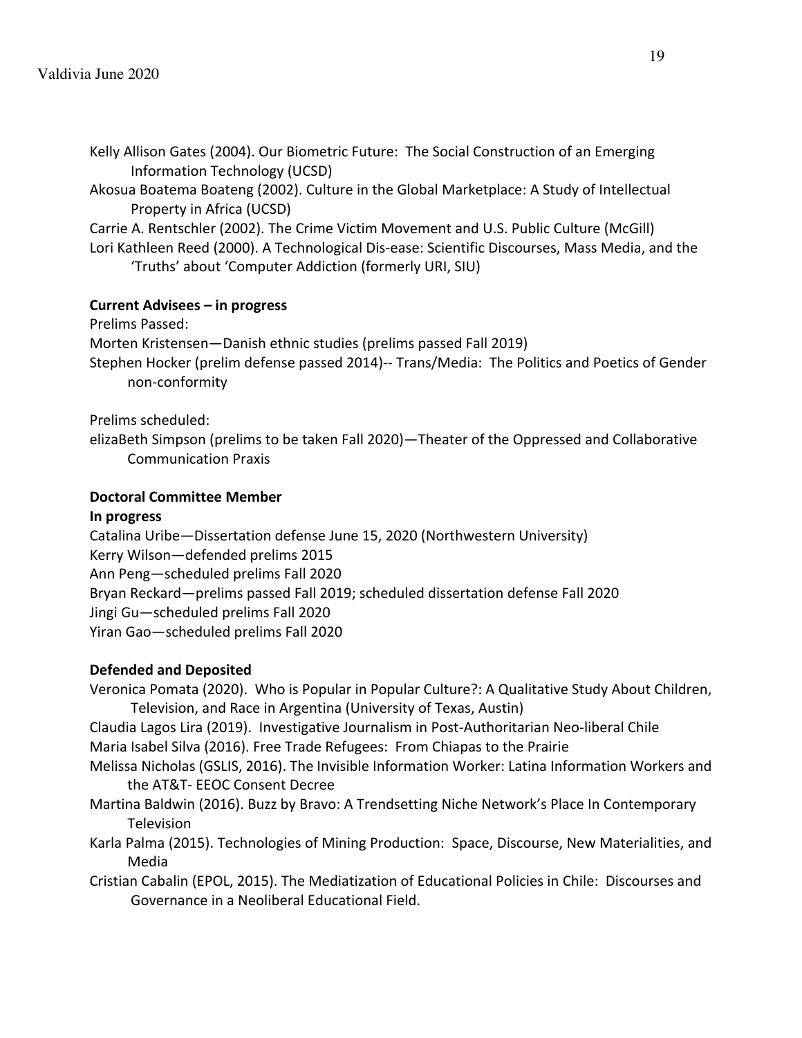Kelly Allison Gates (2004). Our Biometric Future: The Social Construction of an Emerging Information Technology (UCSD)

Akosua Boatema Boateng (2002). Culture in the Global Marketplace: A Study of Intellectual Property in Africa (UCSD)

Carrie A. Rentschler (2002). The Crime Victim Movement and U.S. Public Culture (McGill)

Lori Kathleen Reed (2000). A Technological Dis-ease: Scientific Discourses, Mass Media, and the 'Truths' about 'Computer Addiction (formerly URI, SIU)

**Current Advisees – in progress**

Prelims Passed:

Morten Kristensen—Danish ethnic studies (prelims passed Fall 2019)

Stephen Hocker (prelim defense passed 2014)-- Trans/Media: The Politics and Poetics of Gender non-conformity

Prelims scheduled:

elizaBeth Simpson (prelims to be taken Fall 2020)—Theater of the Oppressed and Collaborative Communication Praxis

**Doctoral Committee Member**

**In progress**

Catalina Uribe—Dissertation defense June 15, 2020 (Northwestern University)

Kerry Wilson—defended prelims 2015

Ann Peng—scheduled prelims Fall 2020

Bryan Reckard—prelims passed Fall 2019; scheduled dissertation defense Fall 2020

Jingi Gu—scheduled prelims Fall 2020

Yiran Gao—scheduled prelims Fall 2020

**Defended and Deposited**

Veronica Pomata (2020). Who is Popular in Popular Culture?: A Qualitative Study About Children, Television, and Race in Argentina (University of Texas, Austin)

Claudia Lagos Lira (2019). Investigative Journalism in Post-Authoritarian Neo-liberal Chile

Maria Isabel Silva (2016). Free Trade Refugees: From Chiapas to the Prairie

Melissa Nicholas (GSLIS, 2016). The Invisible Information Worker: Latina Information Workers and the AT&T- EEOC Consent Decree

Martina Baldwin (2016). Buzz by Bravo: A Trendsetting Niche Network's Place In Contemporary Television

Karla Palma (2015). Technologies of Mining Production: Space, Discourse, New Materialities, and Media

Cristian Cabalin (EPOL, 2015). The Mediatization of Educational Policies in Chile: Discourses and Governance in a Neoliberal Educational Field.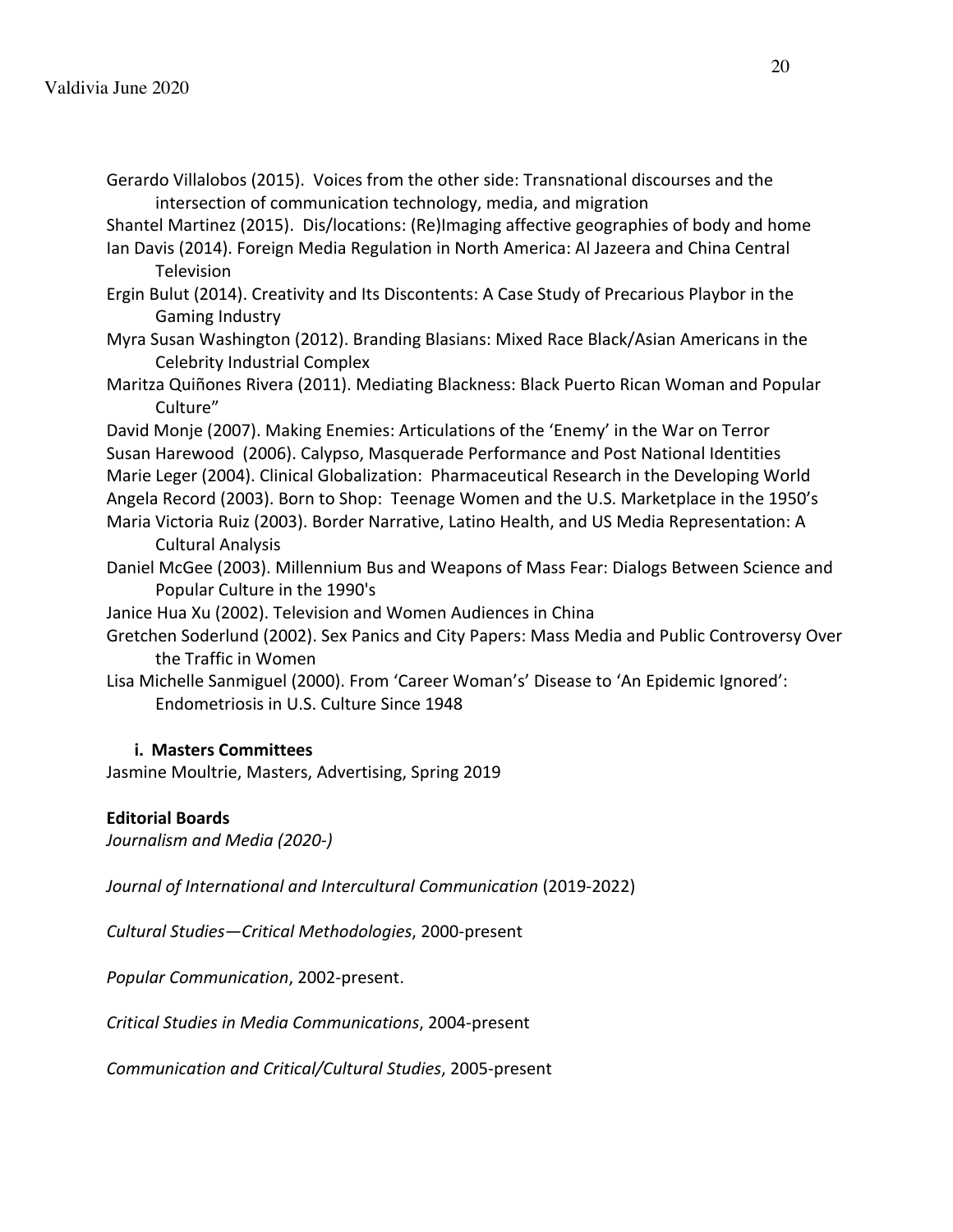Gerardo Villalobos (2015). Voices from the other side: Transnational discourses and the intersection of communication technology, media, and migration

Shantel Martinez (2015). Dis/locations: (Re)Imaging affective geographies of body and home

Ian Davis (2014). Foreign Media Regulation in North America: Al Jazeera and China Central Television

Ergin Bulut (2014). Creativity and Its Discontents: A Case Study of Precarious Playbor in the Gaming Industry

Myra Susan Washington (2012). Branding Blasians: Mixed Race Black/Asian Americans in the Celebrity Industrial Complex

Maritza Quiñones Rivera (2011). Mediating Blackness: Black Puerto Rican Woman and Popular Culture"

David Monje (2007). Making Enemies: Articulations of the 'Enemy' in the War on Terror

Susan Harewood (2006). Calypso, Masquerade Performance and Post National Identities

Marie Leger (2004). Clinical Globalization: Pharmaceutical Research in the Developing World

Angela Record (2003). Born to Shop: Teenage Women and the U.S. Marketplace in the 1950's

Maria Victoria Ruiz (2003). Border Narrative, Latino Health, and US Media Representation: A Cultural Analysis

Daniel McGee (2003). Millennium Bus and Weapons of Mass Fear: Dialogs Between Science and Popular Culture in the 1990's

Janice Hua Xu (2002). Television and Women Audiences in China

Gretchen Soderlund (2002). Sex Panics and City Papers: Mass Media and Public Controversy Over the Traffic in Women

Lisa Michelle Sanmiguel (2000). From 'Career Woman's' Disease to 'An Epidemic Ignored': Endometriosis in U.S. Culture Since 1948

**i. Masters Committees**

Jasmine Moultrie, Masters, Advertising, Spring 2019

**Editorial Boards**

*Journalism and Media (2020-)*

*Journal of International and Intercultural Communication* (2019-2022)

*Cultural Studies—Critical Methodologies*, 2000-present

*Popular Communication*, 2002-present.

*Critical Studies in Media Communications*, 2004-present

*Communication and Critical/Cultural Studies*, 2005-present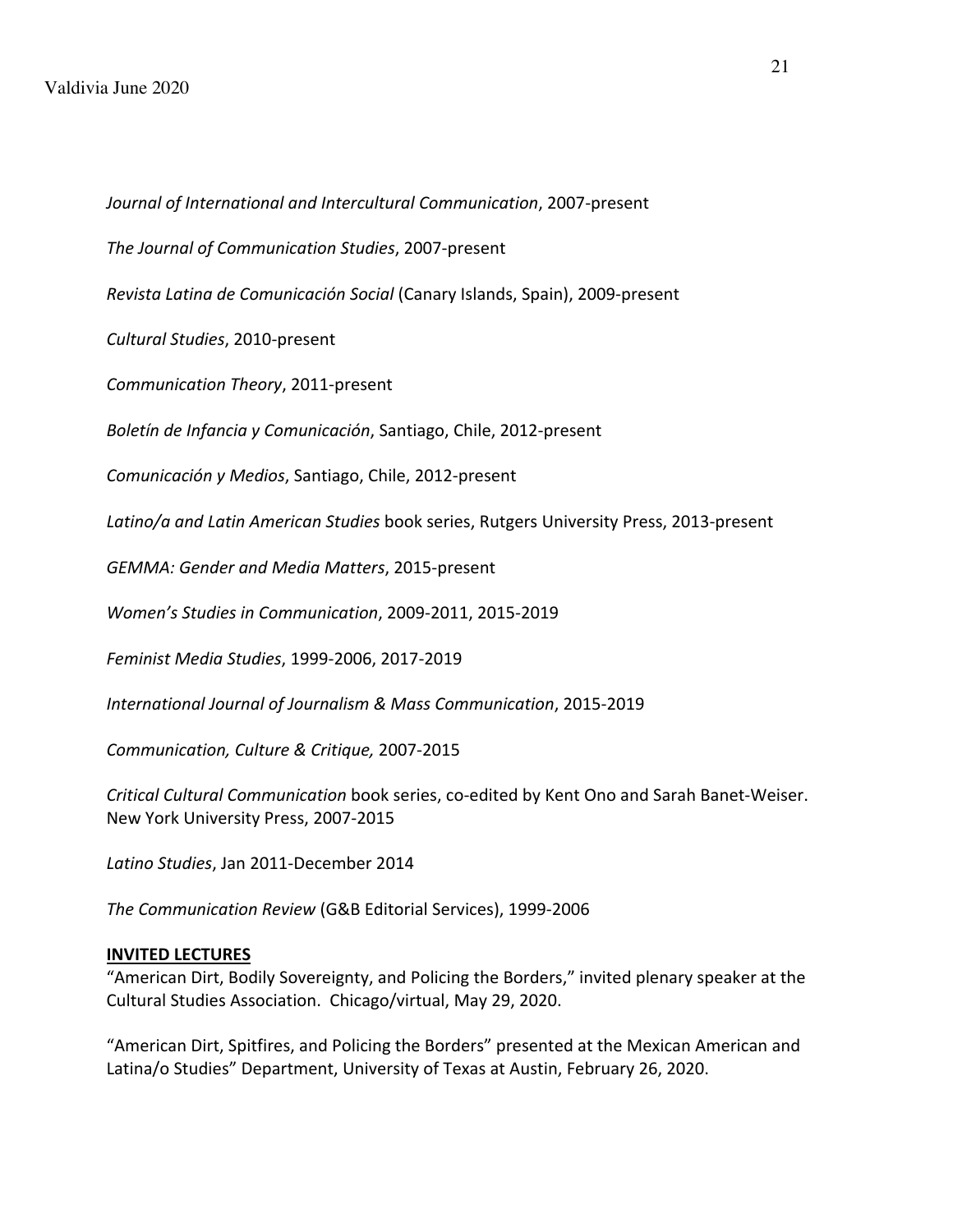*Journal of International and Intercultural Communication*, 2007-present

*The Journal of Communication Studies*, 2007-present

*Revista Latina de Comunicación Social* (Canary Islands, Spain), 2009-present

*Cultural Studies*, 2010-present

*Communication Theory*, 2011-present

*Boletín de Infancia y Comunicación*, Santiago, Chile, 2012-present

*Comunicación y Medios*, Santiago, Chile, 2012-present

*Latino/a and Latin American Studies* book series, Rutgers University Press, 2013-present

*GEMMA: Gender and Media Matters*, 2015-present

*Women's Studies in Communication*, 2009-2011, 2015-2019

*Feminist Media Studies*, 1999-2006, 2017-2019

*International Journal of Journalism & Mass Communication*, 2015-2019

*Communication, Culture & Critique,* 2007-2015

*Critical Cultural Communication* book series, co-edited by Kent Ono and Sarah Banet-Weiser. New York University Press, 2007-2015

*Latino Studies*, Jan 2011-December 2014

*The Communication Review* (G&B Editorial Services), 1999-2006

**INVITED LECTURES**

"American Dirt, Bodily Sovereignty, and Policing the Borders," invited plenary speaker at the Cultural Studies Association. Chicago/virtual, May 29, 2020.

"American Dirt, Spitfires, and Policing the Borders" presented at the Mexican American and Latina/o Studies" Department, University of Texas at Austin, February 26, 2020.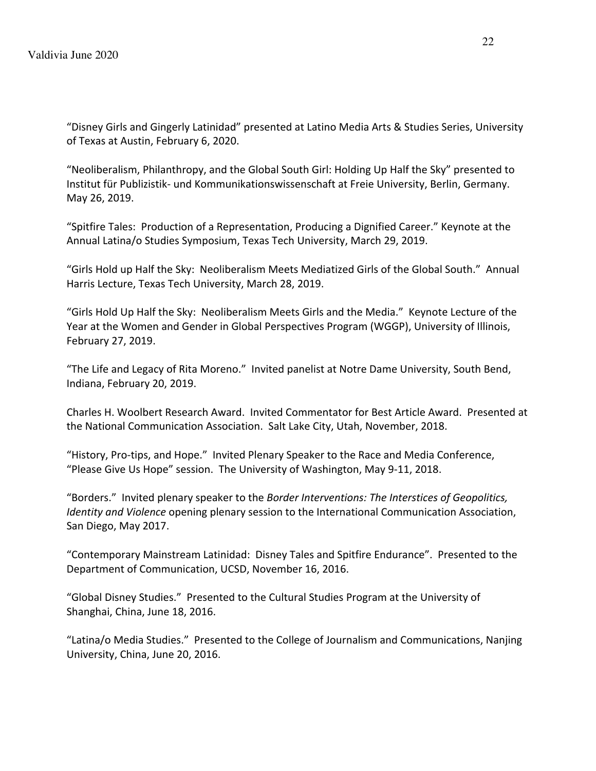“Disney Girls and Gingerly Latinidad” presented at Latino Media Arts & Studies Series, University of Texas at Austin, February 6, 2020.

“Neoliberalism, Philanthropy, and the Global South Girl: Holding Up Half the Sky” presented to Institut für Publizistik- und Kommunikationswissenschaft at Freie University, Berlin, Germany. May 26, 2019.

“Spitfire Tales: Production of a Representation, Producing a Dignified Career.” Keynote at the Annual Latina/o Studies Symposium, Texas Tech University, March 29, 2019.

“Girls Hold up Half the Sky: Neoliberalism Meets Mediatized Girls of the Global South.” Annual Harris Lecture, Texas Tech University, March 28, 2019.

“Girls Hold Up Half the Sky: Neoliberalism Meets Girls and the Media.” Keynote Lecture of the Year at the Women and Gender in Global Perspectives Program (WGGP), University of Illinois, February 27, 2019.

“The Life and Legacy of Rita Moreno.” Invited panelist at Notre Dame University, South Bend, Indiana, February 20, 2019.

Charles H. Woolbert Research Award. Invited Commentator for Best Article Award. Presented at the National Communication Association. Salt Lake City, Utah, November, 2018.

“History, Pro-tips, and Hope.” Invited Plenary Speaker to the Race and Media Conference, “Please Give Us Hope” session. The University of Washington, May 9-11, 2018.

“Borders.” Invited plenary speaker to the *Border Interventions: The Interstices of Geopolitics, Identity and Violence* opening plenary session to the International Communication Association, San Diego, May 2017.

“Contemporary Mainstream Latinidad: Disney Tales and Spitfire Endurance”. Presented to the Department of Communication, UCSD, November 16, 2016.

“Global Disney Studies.” Presented to the Cultural Studies Program at the University of Shanghai, China, June 18, 2016.

“Latina/o Media Studies.” Presented to the College of Journalism and Communications, Nanjing University, China, June 20, 2016.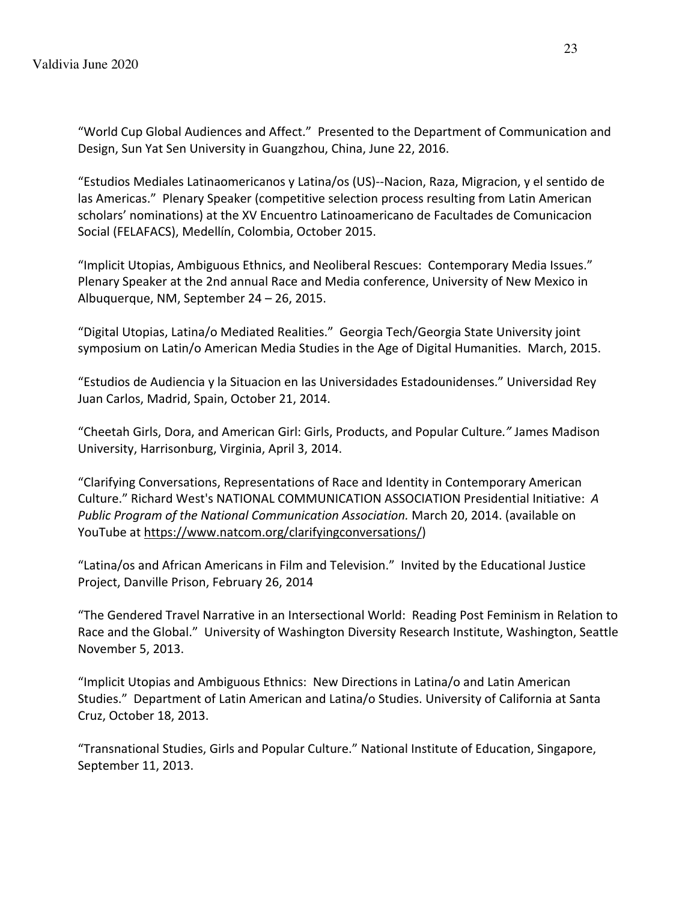"World Cup Global Audiences and Affect." Presented to the Department of Communication and Design, Sun Yat Sen University in Guangzhou, China, June 22, 2016.

"Estudios Mediales Latinaomericanos y Latina/os (US)--Nacion, Raza, Migracion, y el sentido de las Americas." Plenary Speaker (competitive selection process resulting from Latin American scholars' nominations) at the XV Encuentro Latinoamericano de Facultades de Comunicacion Social (FELAFACS), Medellín, Colombia, October 2015.

"Implicit Utopias, Ambiguous Ethnics, and Neoliberal Rescues: Contemporary Media Issues." Plenary Speaker at the 2nd annual Race and Media conference, University of New Mexico in Albuquerque, NM, September 24 – 26, 2015.

"Digital Utopias, Latina/o Mediated Realities." Georgia Tech/Georgia State University joint symposium on Latin/o American Media Studies in the Age of Digital Humanities. March, 2015.

"Estudios de Audiencia y la Situacion en las Universidades Estadounidenses." Universidad Rey Juan Carlos, Madrid, Spain, October 21, 2014.

"Cheetah Girls, Dora, and American Girl: Girls, Products, and Popular Culture*."* James Madison University, Harrisonburg, Virginia, April 3, 2014.

"Clarifying Conversations, Representations of Race and Identity in Contemporary American Culture." Richard West's NATIONAL COMMUNICATION ASSOCIATION Presidential Initiative: *A Public Program of the National Communication Association.* March 20, 2014. (available on YouTube at https://www.natcom.org/clarifyingconversations/)

"Latina/os and African Americans in Film and Television." Invited by the Educational Justice Project, Danville Prison, February 26, 2014

"The Gendered Travel Narrative in an Intersectional World: Reading Post Feminism in Relation to Race and the Global." University of Washington Diversity Research Institute, Washington, Seattle November 5, 2013.

"Implicit Utopias and Ambiguous Ethnics: New Directions in Latina/o and Latin American Studies." Department of Latin American and Latina/o Studies. University of California at Santa Cruz, October 18, 2013.

"Transnational Studies, Girls and Popular Culture." National Institute of Education, Singapore, September 11, 2013.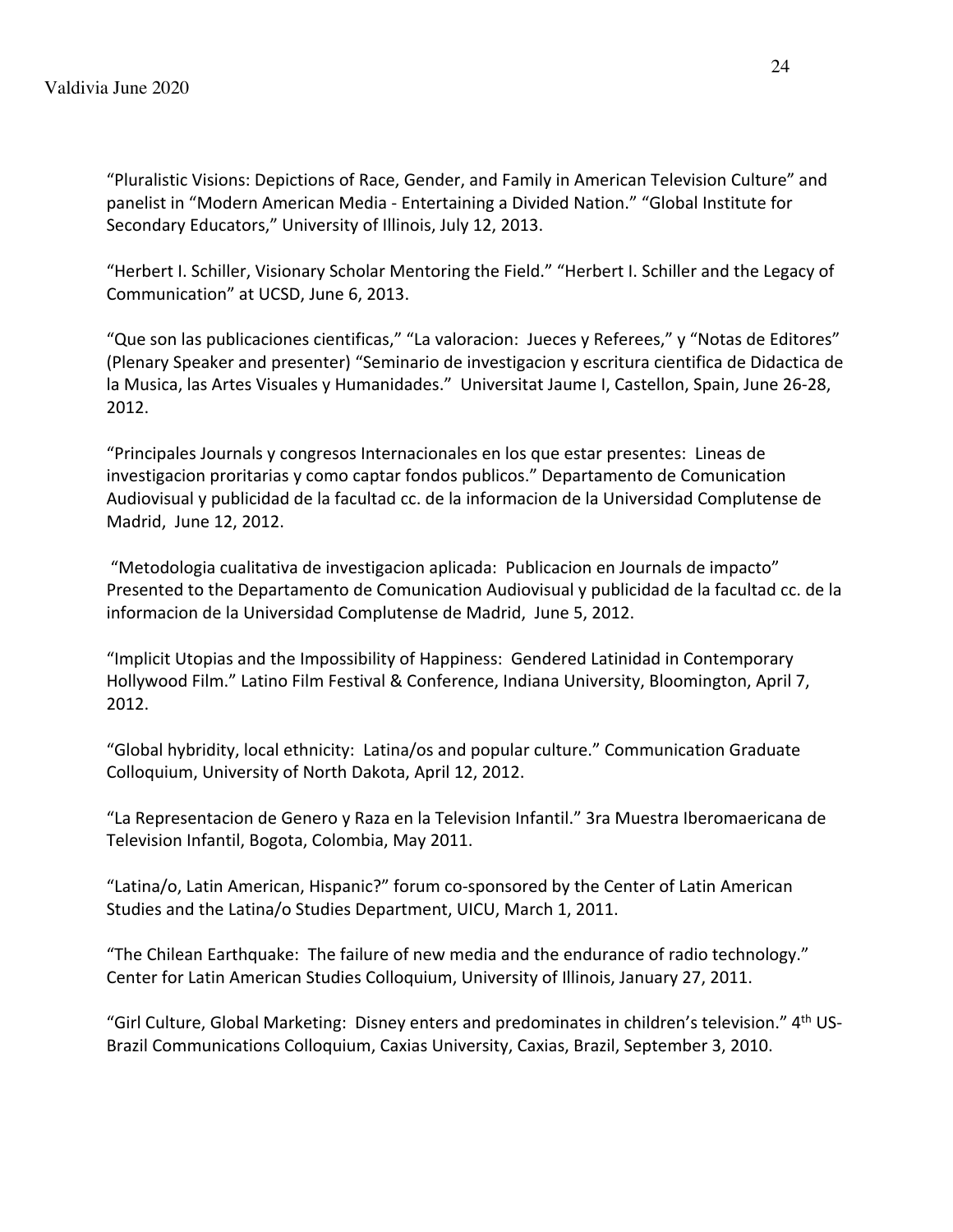"Pluralistic Visions: Depictions of Race, Gender, and Family in American Television Culture" and panelist in "Modern American Media - Entertaining a Divided Nation." "Global Institute for Secondary Educators," University of Illinois, July 12, 2013.

"Herbert I. Schiller, Visionary Scholar Mentoring the Field." "Herbert I. Schiller and the Legacy of Communication" at UCSD, June 6, 2013.

"Que son las publicaciones cientificas," "La valoracion: Jueces y Referees," y "Notas de Editores" (Plenary Speaker and presenter) "Seminario de investigacion y escritura cientifica de Didactica de la Musica, las Artes Visuales y Humanidades." Universitat Jaume I, Castellon, Spain, June 26-28, 2012.

"Principales Journals y congresos Internacionales en los que estar presentes: Lineas de investigacion proritarias y como captar fondos publicos." Departamento de Comunication Audiovisual y publicidad de la facultad cc. de la informacion de la Universidad Complutense de Madrid, June 12, 2012.

"Metodologia cualitativa de investigacion aplicada: Publicacion en Journals de impacto" Presented to the Departamento de Comunication Audiovisual y publicidad de la facultad cc. de la informacion de la Universidad Complutense de Madrid, June 5, 2012.

"Implicit Utopias and the Impossibility of Happiness: Gendered Latinidad in Contemporary Hollywood Film." Latino Film Festival & Conference, Indiana University, Bloomington, April 7, 2012.

"Global hybridity, local ethnicity: Latina/os and popular culture." Communication Graduate Colloquium, University of North Dakota, April 12, 2012.

"La Representacion de Genero y Raza en la Television Infantil." 3ra Muestra Iberomaericana de Television Infantil, Bogota, Colombia, May 2011.

"Latina/o, Latin American, Hispanic?" forum co-sponsored by the Center of Latin American Studies and the Latina/o Studies Department, UICU, March 1, 2011.

"The Chilean Earthquake: The failure of new media and the endurance of radio technology." Center for Latin American Studies Colloquium, University of Illinois, January 27, 2011.

"Girl Culture, Global Marketing: Disney enters and predominates in children's television." 4th US-Brazil Communications Colloquium, Caxias University, Caxias, Brazil, September 3, 2010.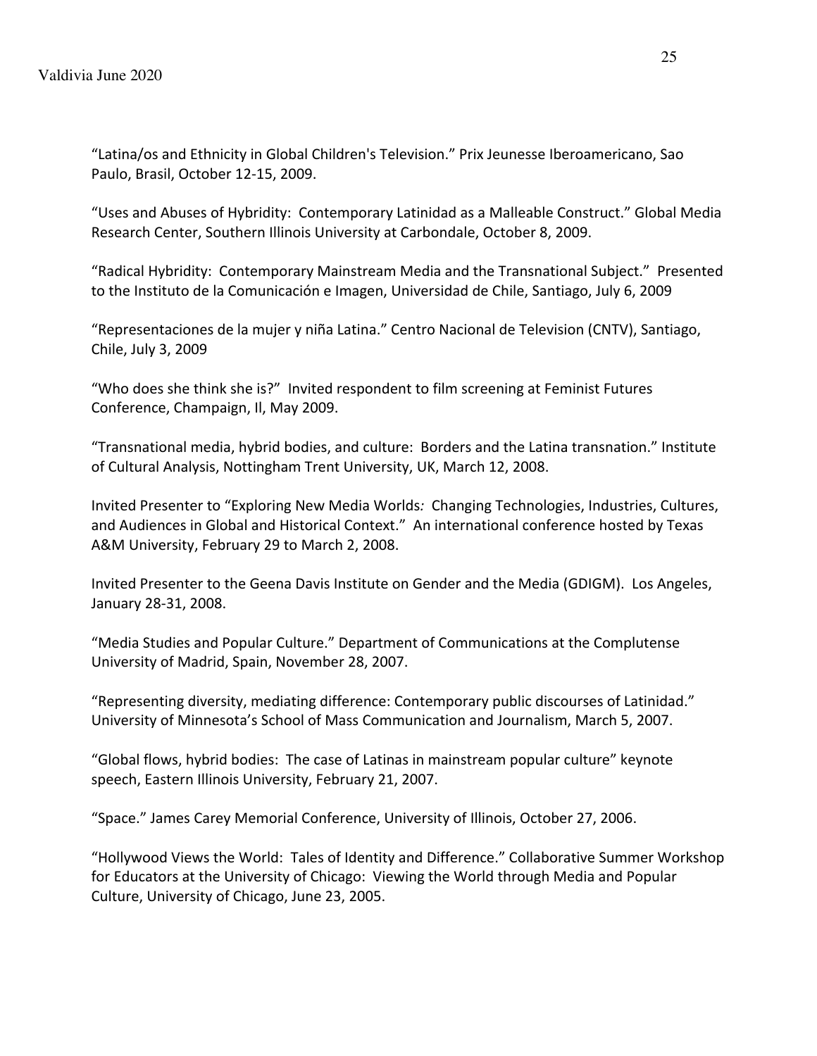"Latina/os and Ethnicity in Global Children's Television." Prix Jeunesse Iberoamericano, Sao Paulo, Brasil, October 12-15, 2009.

"Uses and Abuses of Hybridity: Contemporary Latinidad as a Malleable Construct." Global Media Research Center, Southern Illinois University at Carbondale, October 8, 2009.

"Radical Hybridity: Contemporary Mainstream Media and the Transnational Subject." Presented to the Instituto de la Comunicación e Imagen, Universidad de Chile, Santiago, July 6, 2009

"Representaciones de la mujer y niña Latina." Centro Nacional de Television (CNTV), Santiago, Chile, July 3, 2009

"Who does she think she is?" Invited respondent to film screening at Feminist Futures Conference, Champaign, Il, May 2009.

"Transnational media, hybrid bodies, and culture: Borders and the Latina transnation." Institute of Cultural Analysis, Nottingham Trent University, UK, March 12, 2008.

Invited Presenter to "Exploring New Media Worlds*:* Changing Technologies, Industries, Cultures, and Audiences in Global and Historical Context." An international conference hosted by Texas A&M University, February 29 to March 2, 2008.

Invited Presenter to the Geena Davis Institute on Gender and the Media (GDIGM). Los Angeles, January 28-31, 2008.

"Media Studies and Popular Culture." Department of Communications at the Complutense University of Madrid, Spain, November 28, 2007.

"Representing diversity, mediating difference: Contemporary public discourses of Latinidad." University of Minnesota's School of Mass Communication and Journalism, March 5, 2007.

"Global flows, hybrid bodies: The case of Latinas in mainstream popular culture" keynote speech, Eastern Illinois University, February 21, 2007.

"Space." James Carey Memorial Conference, University of Illinois, October 27, 2006.

"Hollywood Views the World: Tales of Identity and Difference." Collaborative Summer Workshop for Educators at the University of Chicago: Viewing the World through Media and Popular Culture, University of Chicago, June 23, 2005.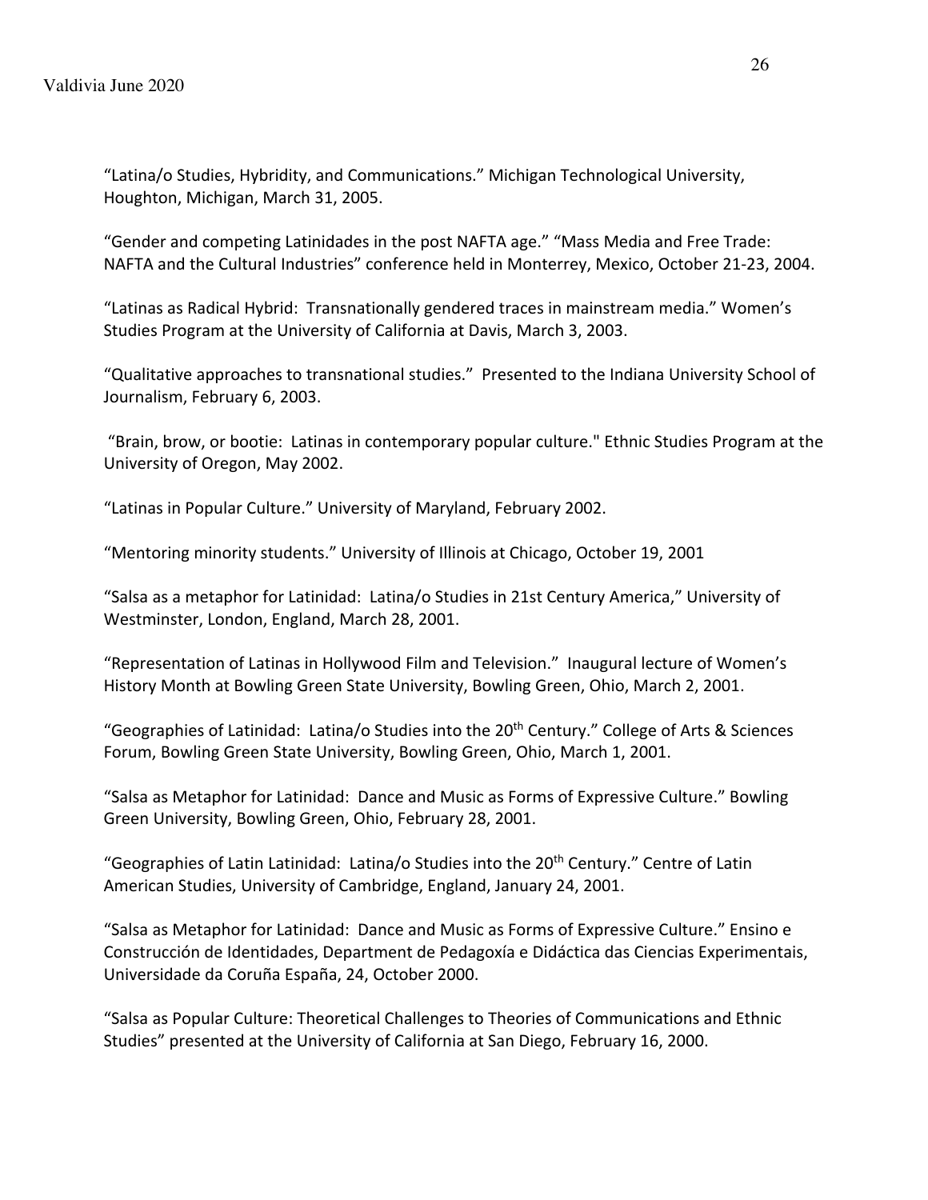“Latina/o Studies, Hybridity, and Communications.” Michigan Technological University, Houghton, Michigan, March 31, 2005.

“Gender and competing Latinidades in the post NAFTA age.” “Mass Media and Free Trade: NAFTA and the Cultural Industries” conference held in Monterrey, Mexico, October 21-23, 2004.

“Latinas as Radical Hybrid: Transnationally gendered traces in mainstream media.” Women’s Studies Program at the University of California at Davis, March 3, 2003.

“Qualitative approaches to transnational studies.” Presented to the Indiana University School of Journalism, February 6, 2003.

“Brain, brow, or bootie: Latinas in contemporary popular culture." Ethnic Studies Program at the University of Oregon, May 2002.

“Latinas in Popular Culture.” University of Maryland, February 2002.

“Mentoring minority students.” University of Illinois at Chicago, October 19, 2001

“Salsa as a metaphor for Latinidad: Latina/o Studies in 21st Century America,” University of Westminster, London, England, March 28, 2001.

“Representation of Latinas in Hollywood Film and Television.” Inaugural lecture of Women’s History Month at Bowling Green State University, Bowling Green, Ohio, March 2, 2001.

“Geographies of Latinidad: Latina/o Studies into the 20th Century.” College of Arts & Sciences Forum, Bowling Green State University, Bowling Green, Ohio, March 1, 2001.

“Salsa as Metaphor for Latinidad: Dance and Music as Forms of Expressive Culture.” Bowling Green University, Bowling Green, Ohio, February 28, 2001.

“Geographies of Latin Latinidad: Latina/o Studies into the 20th Century.” Centre of Latin American Studies, University of Cambridge, England, January 24, 2001.

“Salsa as Metaphor for Latinidad: Dance and Music as Forms of Expressive Culture.” Ensino e Construcción de Identidades, Department de Pedagoxía e Didáctica das Ciencias Experimentais, Universidade da Coruña España, 24, October 2000.

“Salsa as Popular Culture: Theoretical Challenges to Theories of Communications and Ethnic Studies” presented at the University of California at San Diego, February 16, 2000.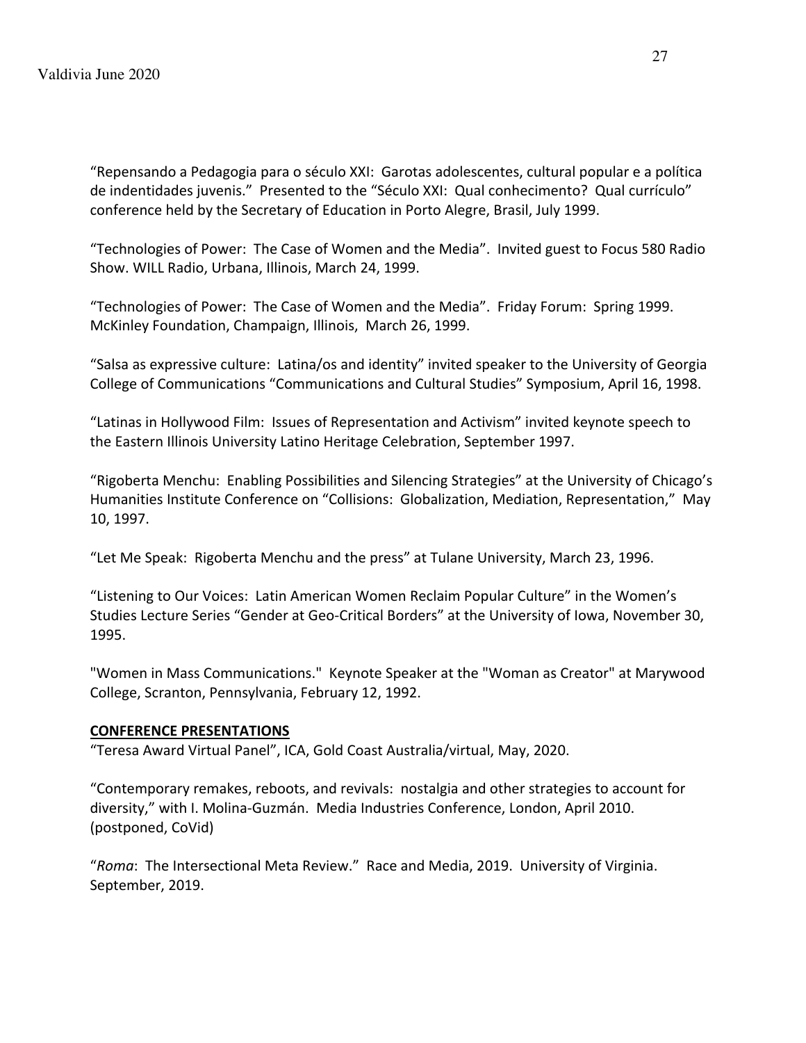“Repensando a Pedagogia para o século XXI: Garotas adolescentes, cultural popular e a política de indentidades juvenis.” Presented to the “Século XXI: Qual conhecimento? Qual currículo” conference held by the Secretary of Education in Porto Alegre, Brasil, July 1999.

“Technologies of Power: The Case of Women and the Media”. Invited guest to Focus 580 Radio Show. WILL Radio, Urbana, Illinois, March 24, 1999.

“Technologies of Power: The Case of Women and the Media”. Friday Forum: Spring 1999. McKinley Foundation, Champaign, Illinois, March 26, 1999.

“Salsa as expressive culture: Latina/os and identity” invited speaker to the University of Georgia College of Communications “Communications and Cultural Studies” Symposium, April 16, 1998.

“Latinas in Hollywood Film: Issues of Representation and Activism” invited keynote speech to the Eastern Illinois University Latino Heritage Celebration, September 1997.

“Rigoberta Menchu: Enabling Possibilities and Silencing Strategies” at the University of Chicago’s Humanities Institute Conference on “Collisions: Globalization, Mediation, Representation,” May 10, 1997.

“Let Me Speak: Rigoberta Menchu and the press” at Tulane University, March 23, 1996.

“Listening to Our Voices: Latin American Women Reclaim Popular Culture” in the Women’s Studies Lecture Series “Gender at Geo-Critical Borders” at the University of Iowa, November 30, 1995.

"Women in Mass Communications." Keynote Speaker at the "Woman as Creator" at Marywood College, Scranton, Pennsylvania, February 12, 1992.

**CONFERENCE PRESENTATIONS**

“Teresa Award Virtual Panel”, ICA, Gold Coast Australia/virtual, May, 2020.

“Contemporary remakes, reboots, and revivals: nostalgia and other strategies to account for diversity,” with I. Molina-Guzmán. Media Industries Conference, London, April 2010. (postponed, CoVid)

“*Roma*: The Intersectional Meta Review.” Race and Media, 2019. University of Virginia. September, 2019.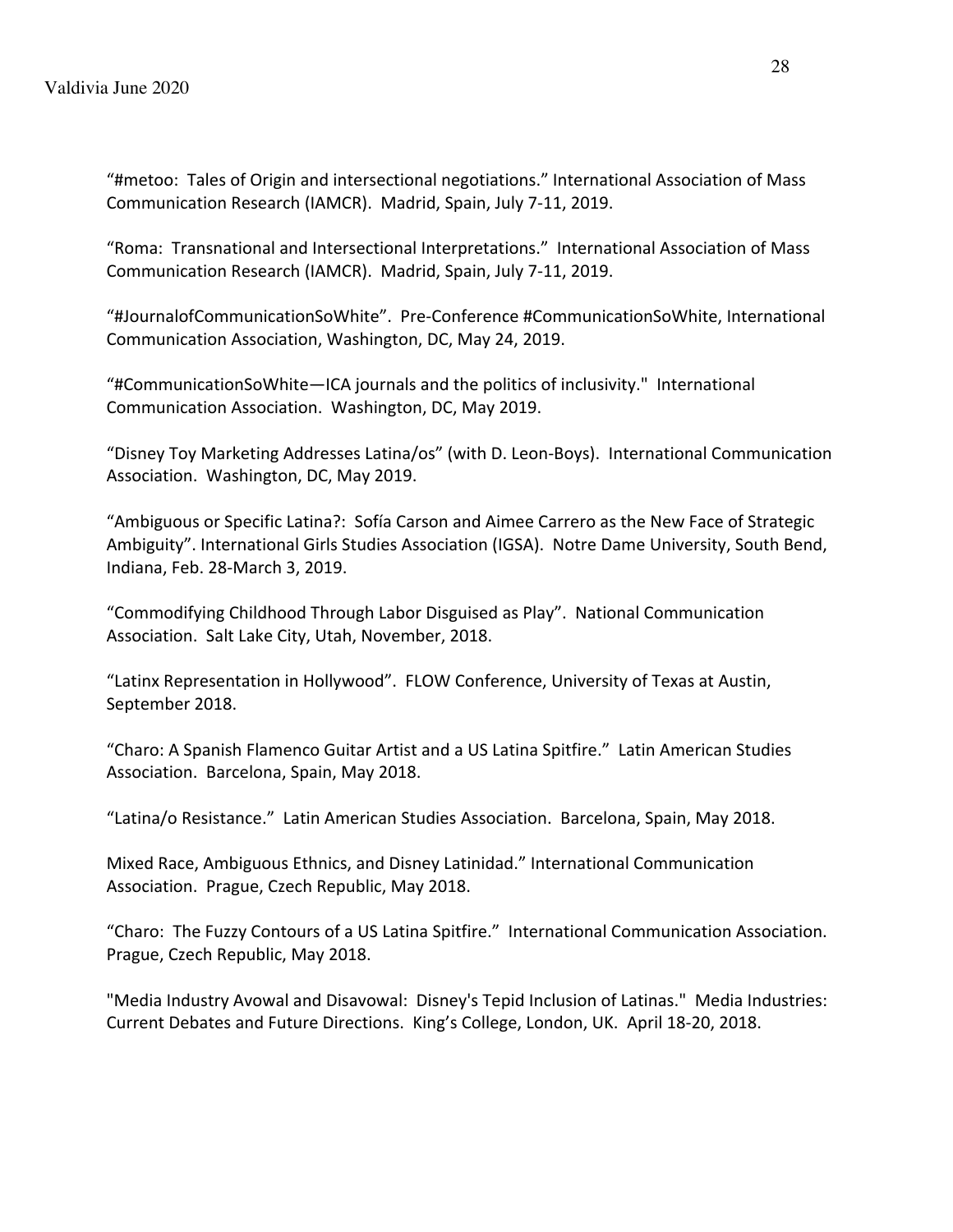"#metoo: Tales of Origin and intersectional negotiations." International Association of Mass Communication Research (IAMCR). Madrid, Spain, July 7-11, 2019.

"Roma: Transnational and Intersectional Interpretations." International Association of Mass Communication Research (IAMCR). Madrid, Spain, July 7-11, 2019.

"#JournalofCommunicationSoWhite". Pre-Conference #CommunicationSoWhite, International Communication Association, Washington, DC, May 24, 2019.

"#CommunicationSoWhite—ICA journals and the politics of inclusivity." International Communication Association. Washington, DC, May 2019.

"Disney Toy Marketing Addresses Latina/os" (with D. Leon-Boys). International Communication Association. Washington, DC, May 2019.

"Ambiguous or Specific Latina?: Sofía Carson and Aimee Carrero as the New Face of Strategic Ambiguity". International Girls Studies Association (IGSA). Notre Dame University, South Bend, Indiana, Feb. 28-March 3, 2019.

"Commodifying Childhood Through Labor Disguised as Play". National Communication Association. Salt Lake City, Utah, November, 2018.

"Latinx Representation in Hollywood". FLOW Conference, University of Texas at Austin, September 2018.

"Charo: A Spanish Flamenco Guitar Artist and a US Latina Spitfire." Latin American Studies Association. Barcelona, Spain, May 2018.

"Latina/o Resistance." Latin American Studies Association. Barcelona, Spain, May 2018.

Mixed Race, Ambiguous Ethnics, and Disney Latinidad." International Communication Association. Prague, Czech Republic, May 2018.

"Charo: The Fuzzy Contours of a US Latina Spitfire." International Communication Association. Prague, Czech Republic, May 2018.

"Media Industry Avowal and Disavowal: Disney's Tepid Inclusion of Latinas." Media Industries: Current Debates and Future Directions. King's College, London, UK. April 18-20, 2018.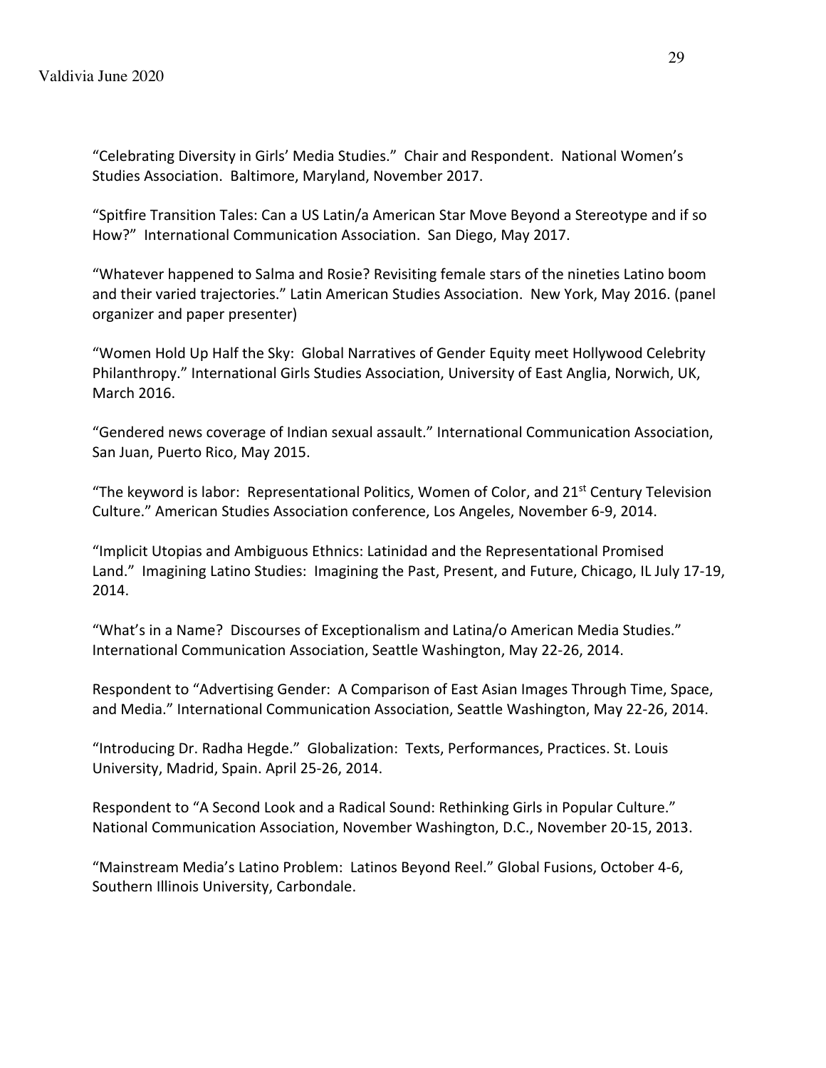"Celebrating Diversity in Girls' Media Studies." Chair and Respondent. National Women's Studies Association. Baltimore, Maryland, November 2017.

"Spitfire Transition Tales: Can a US Latin/a American Star Move Beyond a Stereotype and if so How?" International Communication Association. San Diego, May 2017.

"Whatever happened to Salma and Rosie? Revisiting female stars of the nineties Latino boom and their varied trajectories." Latin American Studies Association. New York, May 2016. (panel organizer and paper presenter)

"Women Hold Up Half the Sky: Global Narratives of Gender Equity meet Hollywood Celebrity Philanthropy." International Girls Studies Association, University of East Anglia, Norwich, UK, March 2016.

"Gendered news coverage of Indian sexual assault." International Communication Association, San Juan, Puerto Rico, May 2015.

"The keyword is labor: Representational Politics, Women of Color, and 21st Century Television Culture." American Studies Association conference, Los Angeles, November 6-9, 2014.

"Implicit Utopias and Ambiguous Ethnics: Latinidad and the Representational Promised Land." Imagining Latino Studies: Imagining the Past, Present, and Future, Chicago, IL July 17-19, 2014.

"What's in a Name? Discourses of Exceptionalism and Latina/o American Media Studies." International Communication Association, Seattle Washington, May 22-26, 2014.

Respondent to "Advertising Gender: A Comparison of East Asian Images Through Time, Space, and Media." International Communication Association, Seattle Washington, May 22-26, 2014.

"Introducing Dr. Radha Hegde." Globalization: Texts, Performances, Practices. St. Louis University, Madrid, Spain. April 25-26, 2014.

Respondent to "A Second Look and a Radical Sound: Rethinking Girls in Popular Culture." National Communication Association, November Washington, D.C., November 20-15, 2013.

"Mainstream Media's Latino Problem: Latinos Beyond Reel." Global Fusions, October 4-6, Southern Illinois University, Carbondale.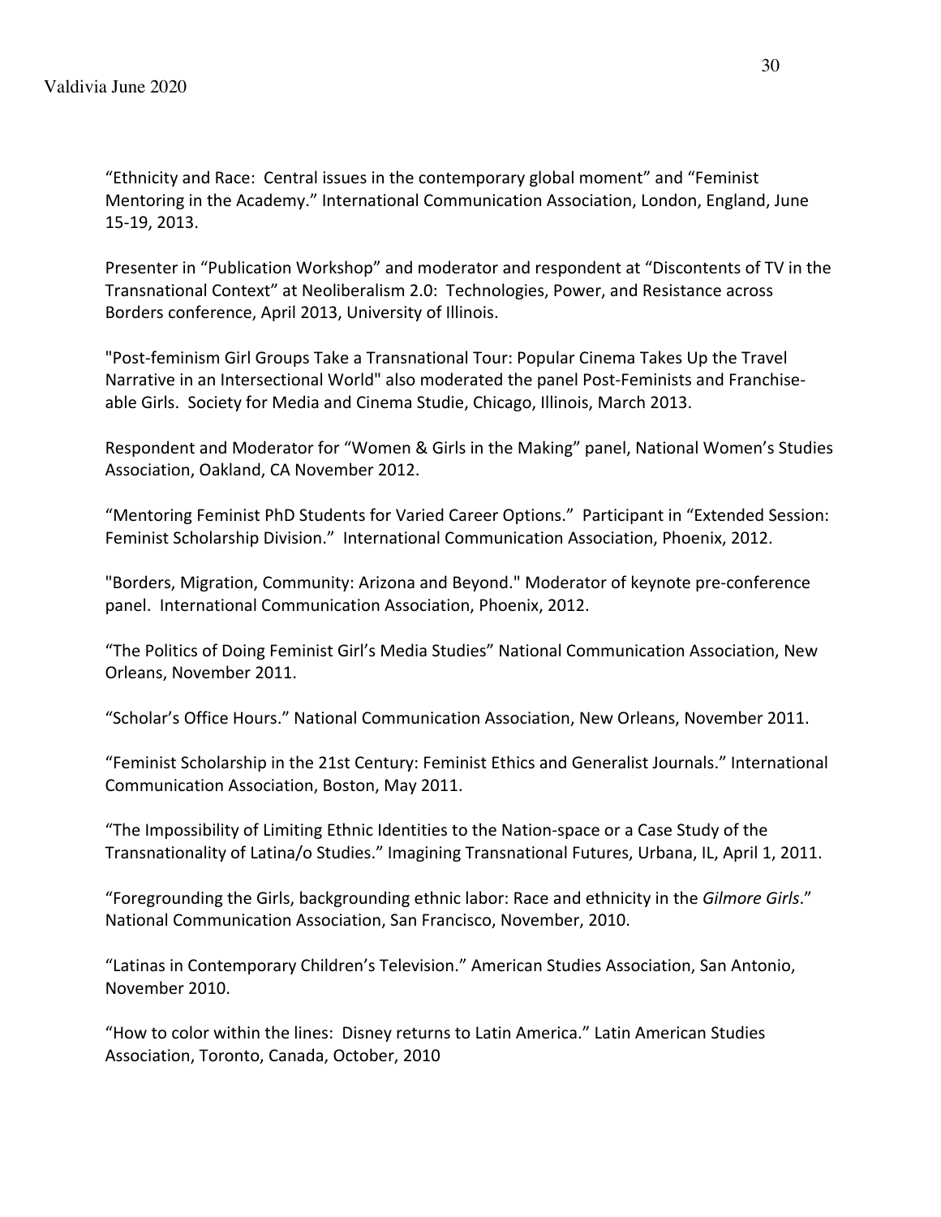“Ethnicity and Race: Central issues in the contemporary global moment” and “Feminist Mentoring in the Academy.” International Communication Association, London, England, June 15-19, 2013.

Presenter in “Publication Workshop” and moderator and respondent at “Discontents of TV in the Transnational Context” at Neoliberalism 2.0: Technologies, Power, and Resistance across Borders conference, April 2013, University of Illinois.

"Post-feminism Girl Groups Take a Transnational Tour: Popular Cinema Takes Up the Travel Narrative in an Intersectional World" also moderated the panel Post-Feminists and Franchise-able Girls. Society for Media and Cinema Studie, Chicago, Illinois, March 2013.

Respondent and Moderator for “Women & Girls in the Making” panel, National Women’s Studies Association, Oakland, CA November 2012.

“Mentoring Feminist PhD Students for Varied Career Options.” Participant in “Extended Session: Feminist Scholarship Division.” International Communication Association, Phoenix, 2012.

"Borders, Migration, Community: Arizona and Beyond." Moderator of keynote pre-conference panel. International Communication Association, Phoenix, 2012.

“The Politics of Doing Feminist Girl’s Media Studies” National Communication Association, New Orleans, November 2011.

“Scholar’s Office Hours.” National Communication Association, New Orleans, November 2011.

“Feminist Scholarship in the 21st Century: Feminist Ethics and Generalist Journals.” International Communication Association, Boston, May 2011.

“The Impossibility of Limiting Ethnic Identities to the Nation-space or a Case Study of the Transnationality of Latina/o Studies.” Imagining Transnational Futures, Urbana, IL, April 1, 2011.

“Foregrounding the Girls, backgrounding ethnic labor: Race and ethnicity in the *Gilmore Girls*.” National Communication Association, San Francisco, November, 2010.

“Latinas in Contemporary Children’s Television.” American Studies Association, San Antonio, November 2010.

“How to color within the lines: Disney returns to Latin America.” Latin American Studies Association, Toronto, Canada, October, 2010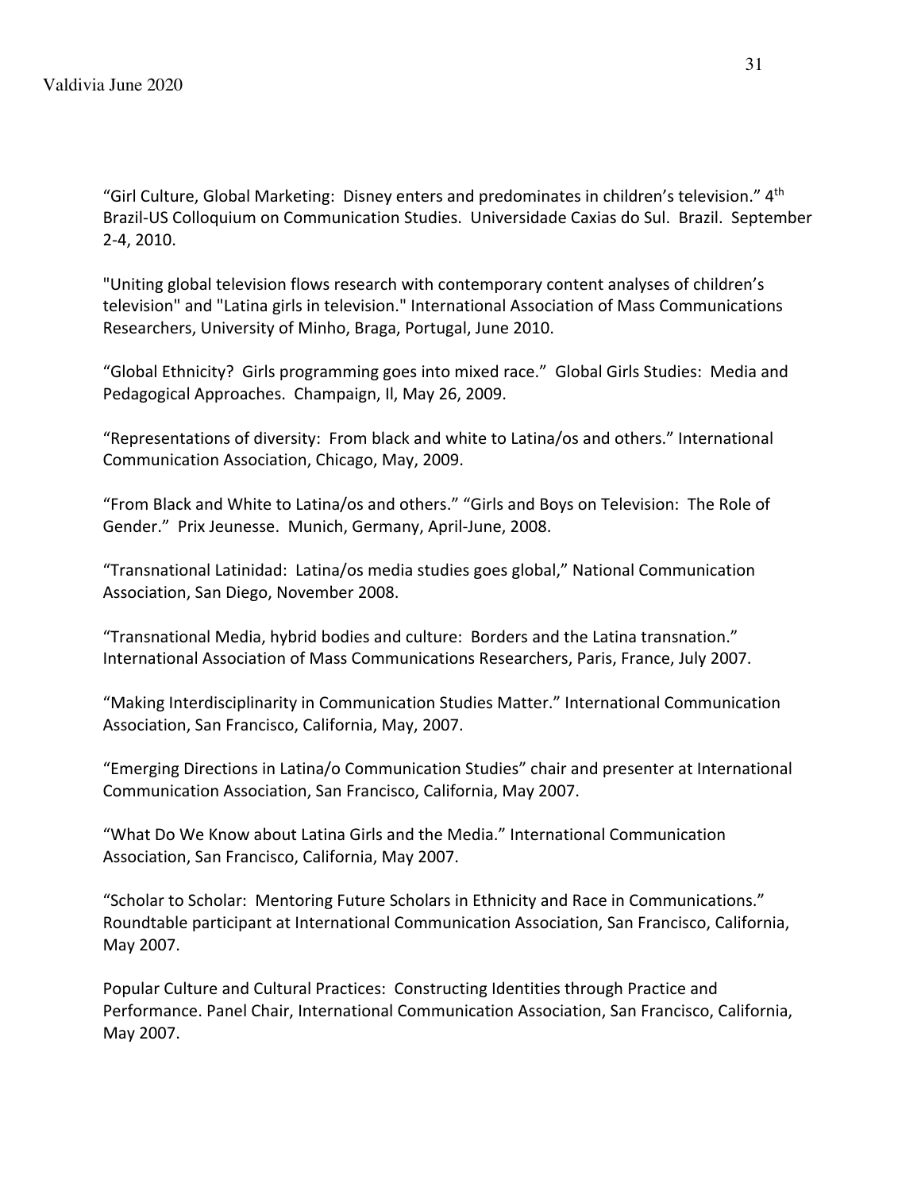"Girl Culture, Global Marketing: Disney enters and predominates in children's television." 4th Brazil-US Colloquium on Communication Studies. Universidade Caxias do Sul. Brazil. September 2-4, 2010.

"Uniting global television flows research with contemporary content analyses of children's television" and "Latina girls in television." International Association of Mass Communications Researchers, University of Minho, Braga, Portugal, June 2010.

"Global Ethnicity? Girls programming goes into mixed race." Global Girls Studies: Media and Pedagogical Approaches. Champaign, Il, May 26, 2009.

"Representations of diversity: From black and white to Latina/os and others." International Communication Association, Chicago, May, 2009.

"From Black and White to Latina/os and others." "Girls and Boys on Television: The Role of Gender." Prix Jeunesse. Munich, Germany, April-June, 2008.

"Transnational Latinidad: Latina/os media studies goes global," National Communication Association, San Diego, November 2008.

"Transnational Media, hybrid bodies and culture: Borders and the Latina transnation." International Association of Mass Communications Researchers, Paris, France, July 2007.

"Making Interdisciplinarity in Communication Studies Matter." International Communication Association, San Francisco, California, May, 2007.

"Emerging Directions in Latina/o Communication Studies" chair and presenter at International Communication Association, San Francisco, California, May 2007.

"What Do We Know about Latina Girls and the Media." International Communication Association, San Francisco, California, May 2007.

"Scholar to Scholar: Mentoring Future Scholars in Ethnicity and Race in Communications." Roundtable participant at International Communication Association, San Francisco, California, May 2007.

Popular Culture and Cultural Practices: Constructing Identities through Practice and Performance. Panel Chair, International Communication Association, San Francisco, California, May 2007.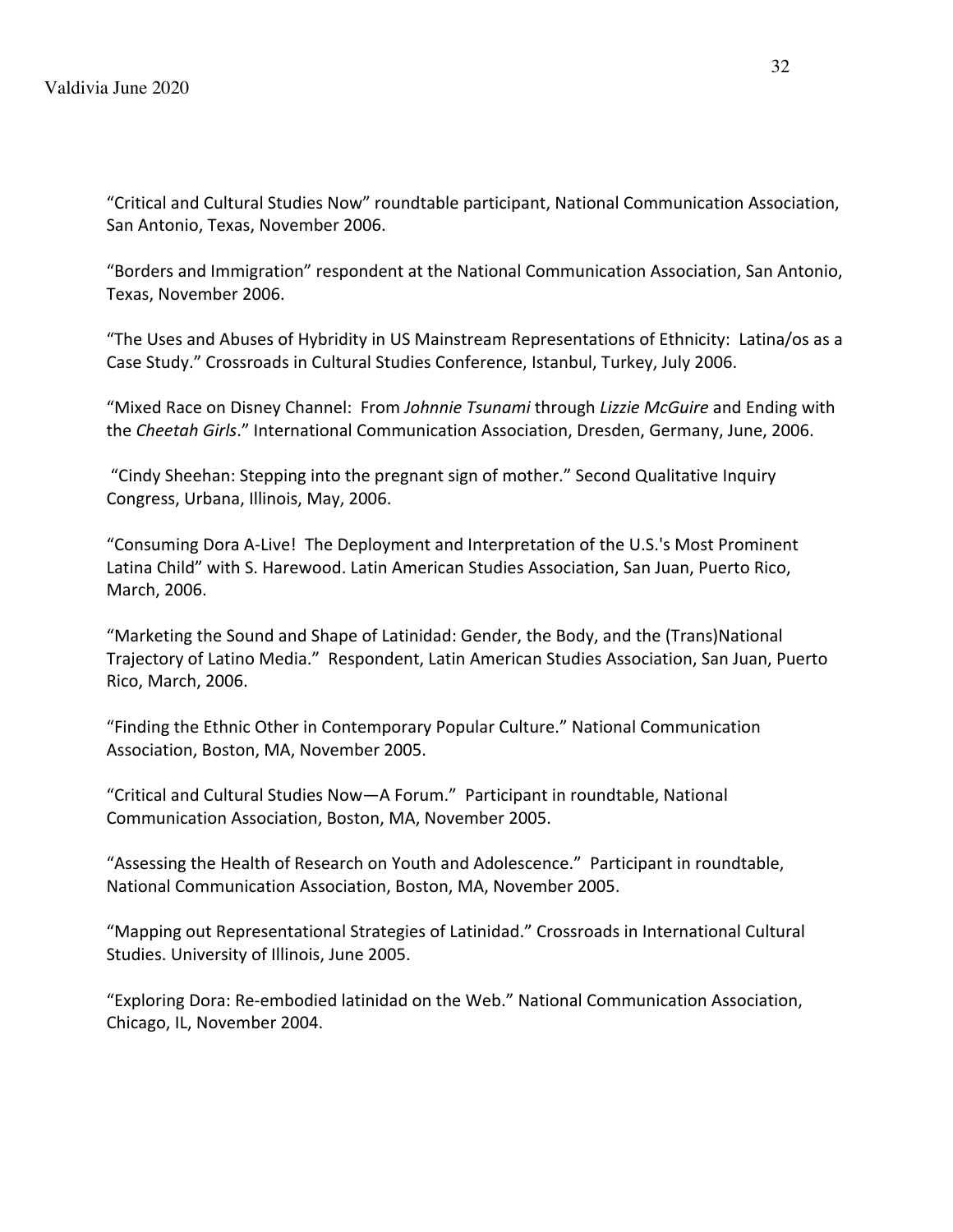“Critical and Cultural Studies Now” roundtable participant, National Communication Association, San Antonio, Texas, November 2006.

“Borders and Immigration” respondent at the National Communication Association, San Antonio, Texas, November 2006.

“The Uses and Abuses of Hybridity in US Mainstream Representations of Ethnicity: Latina/os as a Case Study.” Crossroads in Cultural Studies Conference, Istanbul, Turkey, July 2006.

“Mixed Race on Disney Channel: From *Johnnie Tsunami* through *Lizzie McGuire* and Ending with the *Cheetah Girls*.” International Communication Association, Dresden, Germany, June, 2006.

“Cindy Sheehan: Stepping into the pregnant sign of mother.” Second Qualitative Inquiry Congress, Urbana, Illinois, May, 2006.

“Consuming Dora A-Live! The Deployment and Interpretation of the U.S.'s Most Prominent Latina Child” with S. Harewood. Latin American Studies Association, San Juan, Puerto Rico, March, 2006.

“Marketing the Sound and Shape of Latinidad: Gender, the Body, and the (Trans)National Trajectory of Latino Media.” Respondent, Latin American Studies Association, San Juan, Puerto Rico, March, 2006.

“Finding the Ethnic Other in Contemporary Popular Culture.” National Communication Association, Boston, MA, November 2005.

“Critical and Cultural Studies Now—A Forum.” Participant in roundtable, National Communication Association, Boston, MA, November 2005.

“Assessing the Health of Research on Youth and Adolescence.” Participant in roundtable, National Communication Association, Boston, MA, November 2005.

“Mapping out Representational Strategies of Latinidad.” Crossroads in International Cultural Studies. University of Illinois, June 2005.

“Exploring Dora: Re-embodied latinidad on the Web.” National Communication Association, Chicago, IL, November 2004.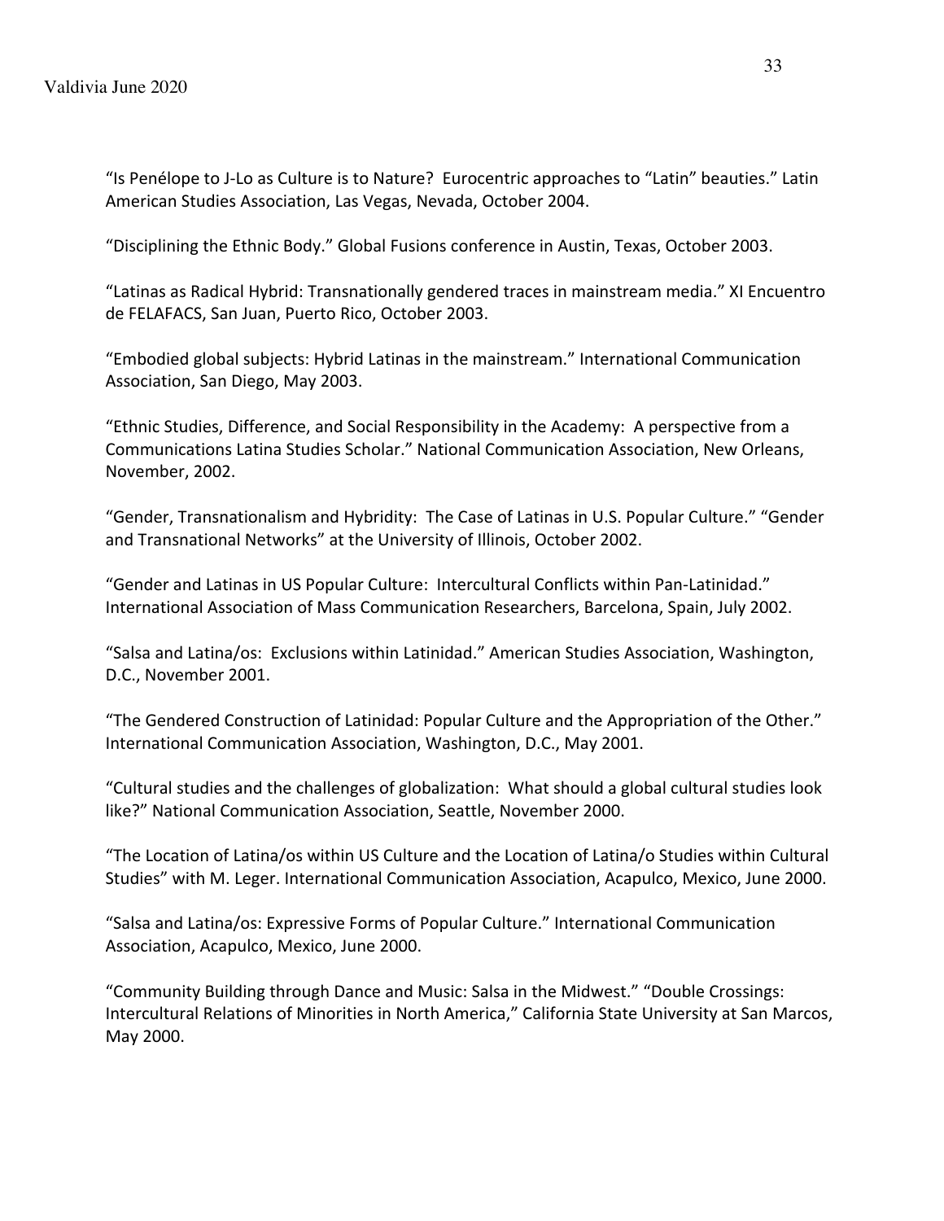"Is Penélope to J-Lo as Culture is to Nature? Eurocentric approaches to "Latin" beauties." Latin American Studies Association, Las Vegas, Nevada, October 2004.

"Disciplining the Ethnic Body." Global Fusions conference in Austin, Texas, October 2003.

"Latinas as Radical Hybrid: Transnationally gendered traces in mainstream media." XI Encuentro de FELAFACS, San Juan, Puerto Rico, October 2003.

"Embodied global subjects: Hybrid Latinas in the mainstream." International Communication Association, San Diego, May 2003.

"Ethnic Studies, Difference, and Social Responsibility in the Academy: A perspective from a Communications Latina Studies Scholar." National Communication Association, New Orleans, November, 2002.

"Gender, Transnationalism and Hybridity: The Case of Latinas in U.S. Popular Culture." "Gender and Transnational Networks" at the University of Illinois, October 2002.

"Gender and Latinas in US Popular Culture: Intercultural Conflicts within Pan-Latinidad." International Association of Mass Communication Researchers, Barcelona, Spain, July 2002.

"Salsa and Latina/os: Exclusions within Latinidad." American Studies Association, Washington, D.C., November 2001.

"The Gendered Construction of Latinidad: Popular Culture and the Appropriation of the Other." International Communication Association, Washington, D.C., May 2001.

"Cultural studies and the challenges of globalization: What should a global cultural studies look like?" National Communication Association, Seattle, November 2000.

"The Location of Latina/os within US Culture and the Location of Latina/o Studies within Cultural Studies" with M. Leger. International Communication Association, Acapulco, Mexico, June 2000.

"Salsa and Latina/os: Expressive Forms of Popular Culture." International Communication Association, Acapulco, Mexico, June 2000.

"Community Building through Dance and Music: Salsa in the Midwest." "Double Crossings: Intercultural Relations of Minorities in North America," California State University at San Marcos, May 2000.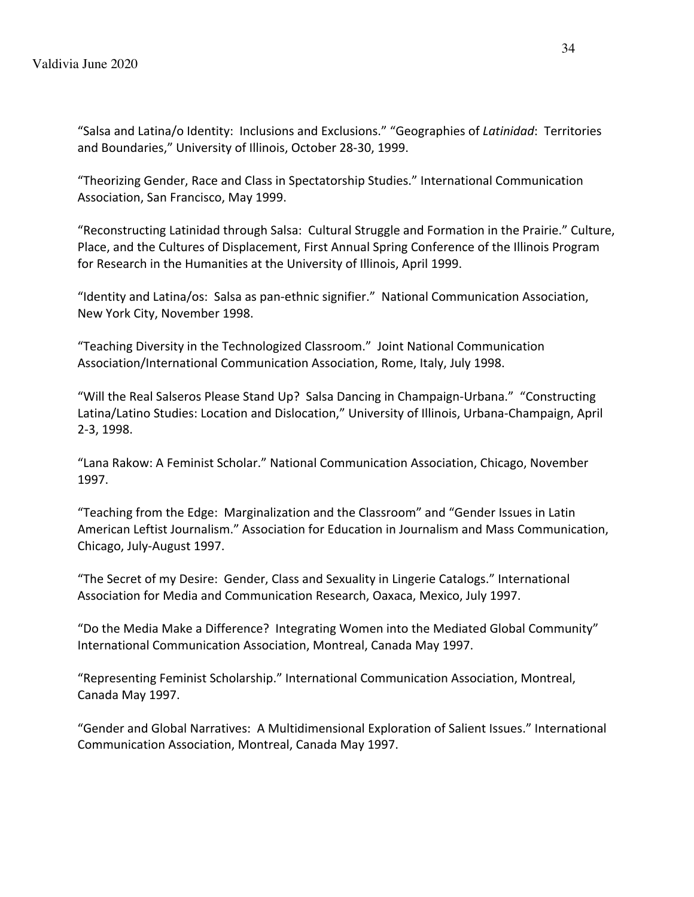"Salsa and Latina/o Identity: Inclusions and Exclusions." "Geographies of *Latinidad*: Territories and Boundaries," University of Illinois, October 28-30, 1999.

"Theorizing Gender, Race and Class in Spectatorship Studies." International Communication Association, San Francisco, May 1999.

"Reconstructing Latinidad through Salsa: Cultural Struggle and Formation in the Prairie." Culture, Place, and the Cultures of Displacement, First Annual Spring Conference of the Illinois Program for Research in the Humanities at the University of Illinois, April 1999.

"Identity and Latina/os: Salsa as pan-ethnic signifier." National Communication Association, New York City, November 1998.

"Teaching Diversity in the Technologized Classroom." Joint National Communication Association/International Communication Association, Rome, Italy, July 1998.

"Will the Real Salseros Please Stand Up? Salsa Dancing in Champaign-Urbana." "Constructing Latina/Latino Studies: Location and Dislocation," University of Illinois, Urbana-Champaign, April 2-3, 1998.

"Lana Rakow: A Feminist Scholar." National Communication Association, Chicago, November 1997.

"Teaching from the Edge: Marginalization and the Classroom" and "Gender Issues in Latin American Leftist Journalism." Association for Education in Journalism and Mass Communication, Chicago, July-August 1997.

"The Secret of my Desire: Gender, Class and Sexuality in Lingerie Catalogs." International Association for Media and Communication Research, Oaxaca, Mexico, July 1997.

"Do the Media Make a Difference? Integrating Women into the Mediated Global Community" International Communication Association, Montreal, Canada May 1997.

"Representing Feminist Scholarship." International Communication Association, Montreal, Canada May 1997.

"Gender and Global Narratives: A Multidimensional Exploration of Salient Issues." International Communication Association, Montreal, Canada May 1997.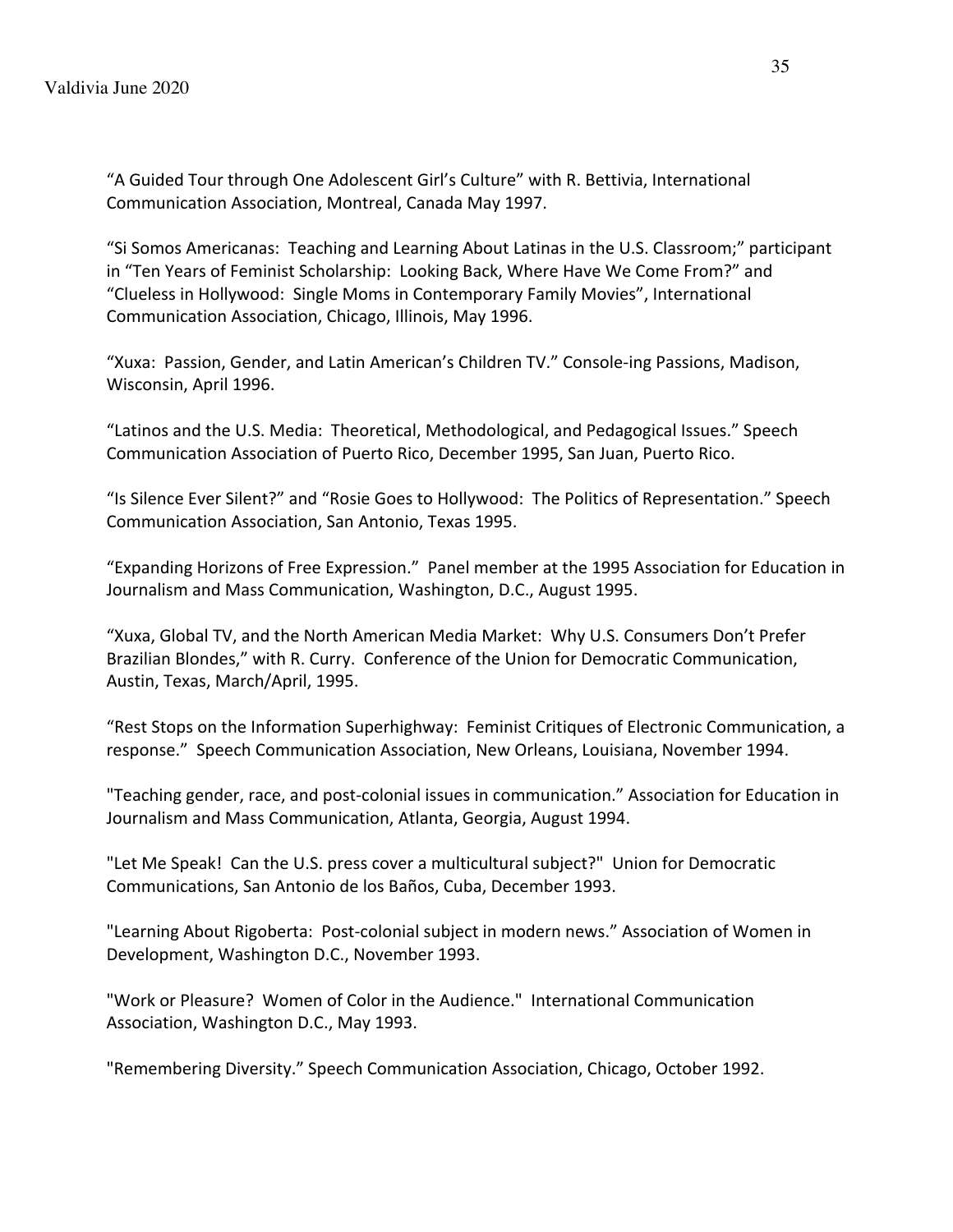“A Guided Tour through One Adolescent Girl’s Culture” with R. Bettivia, International Communication Association, Montreal, Canada May 1997.

“Si Somos Americanas: Teaching and Learning About Latinas in the U.S. Classroom;” participant in “Ten Years of Feminist Scholarship: Looking Back, Where Have We Come From?” and “Clueless in Hollywood: Single Moms in Contemporary Family Movies”, International Communication Association, Chicago, Illinois, May 1996.

“Xuxa: Passion, Gender, and Latin American’s Children TV.” Console-ing Passions, Madison, Wisconsin, April 1996.

“Latinos and the U.S. Media: Theoretical, Methodological, and Pedagogical Issues.” Speech Communication Association of Puerto Rico, December 1995, San Juan, Puerto Rico.

“Is Silence Ever Silent?” and “Rosie Goes to Hollywood: The Politics of Representation.” Speech Communication Association, San Antonio, Texas 1995.

“Expanding Horizons of Free Expression.” Panel member at the 1995 Association for Education in Journalism and Mass Communication, Washington, D.C., August 1995.

“Xuxa, Global TV, and the North American Media Market: Why U.S. Consumers Don’t Prefer Brazilian Blondes,” with R. Curry. Conference of the Union for Democratic Communication, Austin, Texas, March/April, 1995.

“Rest Stops on the Information Superhighway: Feminist Critiques of Electronic Communication, a response.” Speech Communication Association, New Orleans, Louisiana, November 1994.

"Teaching gender, race, and post-colonial issues in communication.” Association for Education in Journalism and Mass Communication, Atlanta, Georgia, August 1994.

"Let Me Speak! Can the U.S. press cover a multicultural subject?" Union for Democratic Communications, San Antonio de los Baños, Cuba, December 1993.

"Learning About Rigoberta: Post-colonial subject in modern news.” Association of Women in Development, Washington D.C., November 1993.

"Work or Pleasure? Women of Color in the Audience." International Communication Association, Washington D.C., May 1993.

"Remembering Diversity.” Speech Communication Association, Chicago, October 1992.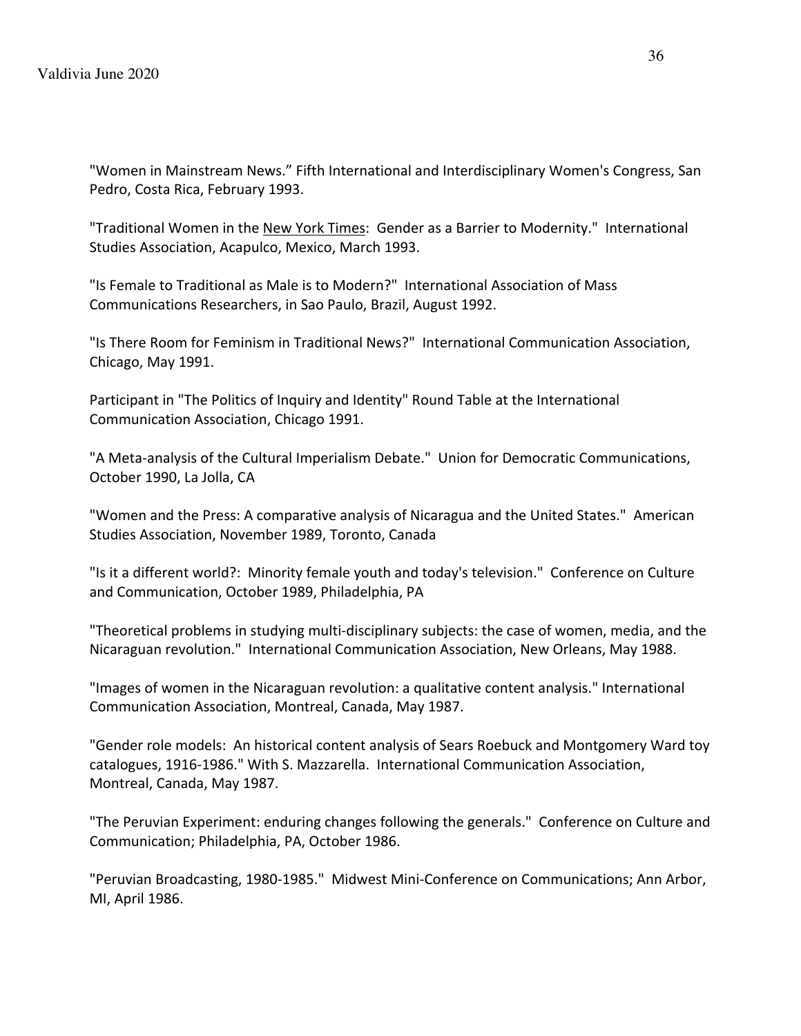"Women in Mainstream News." Fifth International and Interdisciplinary Women's Congress, San Pedro, Costa Rica, February 1993.

"Traditional Women in the New York Times: Gender as a Barrier to Modernity." International Studies Association, Acapulco, Mexico, March 1993.

"Is Female to Traditional as Male is to Modern?" International Association of Mass Communications Researchers, in Sao Paulo, Brazil, August 1992.

"Is There Room for Feminism in Traditional News?" International Communication Association, Chicago, May 1991.

Participant in "The Politics of Inquiry and Identity" Round Table at the International Communication Association, Chicago 1991.

"A Meta-analysis of the Cultural Imperialism Debate." Union for Democratic Communications, October 1990, La Jolla, CA

"Women and the Press: A comparative analysis of Nicaragua and the United States." American Studies Association, November 1989, Toronto, Canada

"Is it a different world?: Minority female youth and today's television." Conference on Culture and Communication, October 1989, Philadelphia, PA

"Theoretical problems in studying multi-disciplinary subjects: the case of women, media, and the Nicaraguan revolution." International Communication Association, New Orleans, May 1988.

"Images of women in the Nicaraguan revolution: a qualitative content analysis." International Communication Association, Montreal, Canada, May 1987.

"Gender role models: An historical content analysis of Sears Roebuck and Montgomery Ward toy catalogues, 1916-1986." With S. Mazzarella. International Communication Association, Montreal, Canada, May 1987.

"The Peruvian Experiment: enduring changes following the generals." Conference on Culture and Communication; Philadelphia, PA, October 1986.

"Peruvian Broadcasting, 1980-1985." Midwest Mini-Conference on Communications; Ann Arbor, MI, April 1986.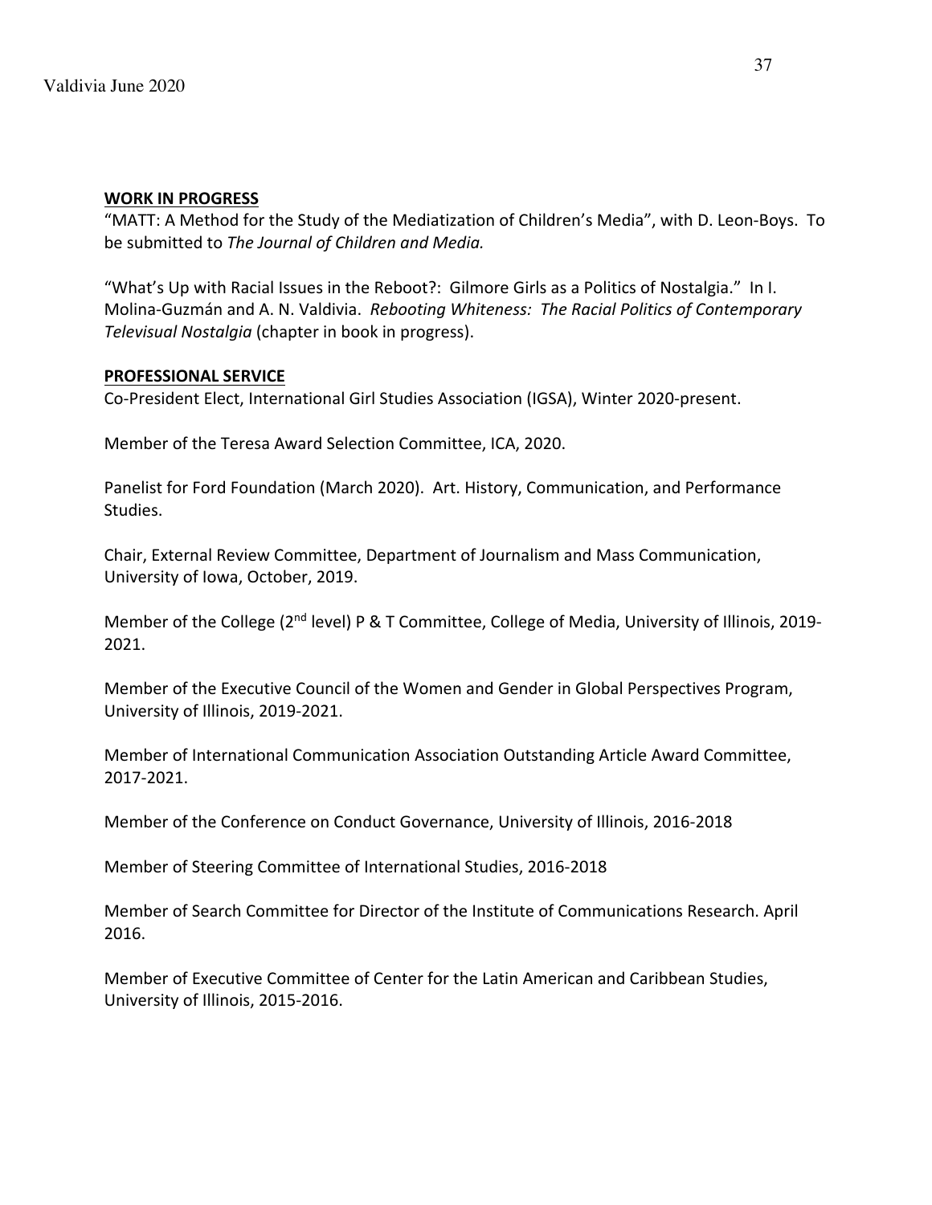**WORK IN PROGRESS**

"MATT: A Method for the Study of the Mediatization of Children's Media", with D. Leon-Boys. To be submitted to *The Journal of Children and Media.*

"What's Up with Racial Issues in the Reboot?: Gilmore Girls as a Politics of Nostalgia." In I. Molina-Guzmán and A. N. Valdivia. *Rebooting Whiteness: The Racial Politics of Contemporary Televisual Nostalgia* (chapter in book in progress).

**PROFESSIONAL SERVICE**

Co-President Elect, International Girl Studies Association (IGSA), Winter 2020-present.

Member of the Teresa Award Selection Committee, ICA, 2020.

Panelist for Ford Foundation (March 2020). Art. History, Communication, and Performance Studies.

Chair, External Review Committee, Department of Journalism and Mass Communication, University of Iowa, October, 2019.

Member of the College (2nd level) P & T Committee, College of Media, University of Illinois, 2019-2021.

Member of the Executive Council of the Women and Gender in Global Perspectives Program, University of Illinois, 2019-2021.

Member of International Communication Association Outstanding Article Award Committee, 2017-2021.

Member of the Conference on Conduct Governance, University of Illinois, 2016-2018

Member of Steering Committee of International Studies, 2016-2018

Member of Search Committee for Director of the Institute of Communications Research. April 2016.

Member of Executive Committee of Center for the Latin American and Caribbean Studies, University of Illinois, 2015-2016.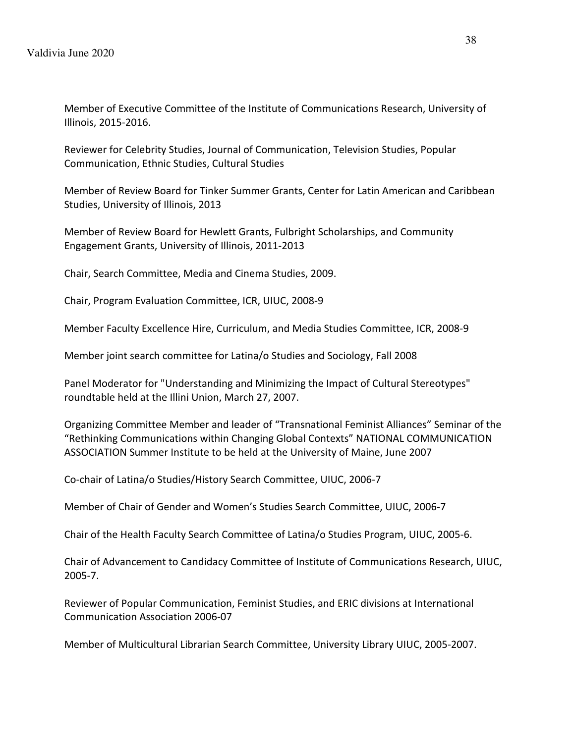Member of Executive Committee of the Institute of Communications Research, University of Illinois, 2015-2016.

Reviewer for Celebrity Studies, Journal of Communication, Television Studies, Popular Communication, Ethnic Studies, Cultural Studies

Member of Review Board for Tinker Summer Grants, Center for Latin American and Caribbean Studies, University of Illinois, 2013

Member of Review Board for Hewlett Grants, Fulbright Scholarships, and Community Engagement Grants, University of Illinois, 2011-2013

Chair, Search Committee, Media and Cinema Studies, 2009.

Chair, Program Evaluation Committee, ICR, UIUC, 2008-9

Member Faculty Excellence Hire, Curriculum, and Media Studies Committee, ICR, 2008-9

Member joint search committee for Latina/o Studies and Sociology, Fall 2008

Panel Moderator for "Understanding and Minimizing the Impact of Cultural Stereotypes" roundtable held at the Illini Union, March 27, 2007.

Organizing Committee Member and leader of “Transnational Feminist Alliances” Seminar of the “Rethinking Communications within Changing Global Contexts” NATIONAL COMMUNICATION ASSOCIATION Summer Institute to be held at the University of Maine, June 2007

Co-chair of Latina/o Studies/History Search Committee, UIUC, 2006-7

Member of Chair of Gender and Women’s Studies Search Committee, UIUC, 2006-7

Chair of the Health Faculty Search Committee of Latina/o Studies Program, UIUC, 2005-6.

Chair of Advancement to Candidacy Committee of Institute of Communications Research, UIUC, 2005-7.

Reviewer of Popular Communication, Feminist Studies, and ERIC divisions at International Communication Association 2006-07

Member of Multicultural Librarian Search Committee, University Library UIUC, 2005-2007.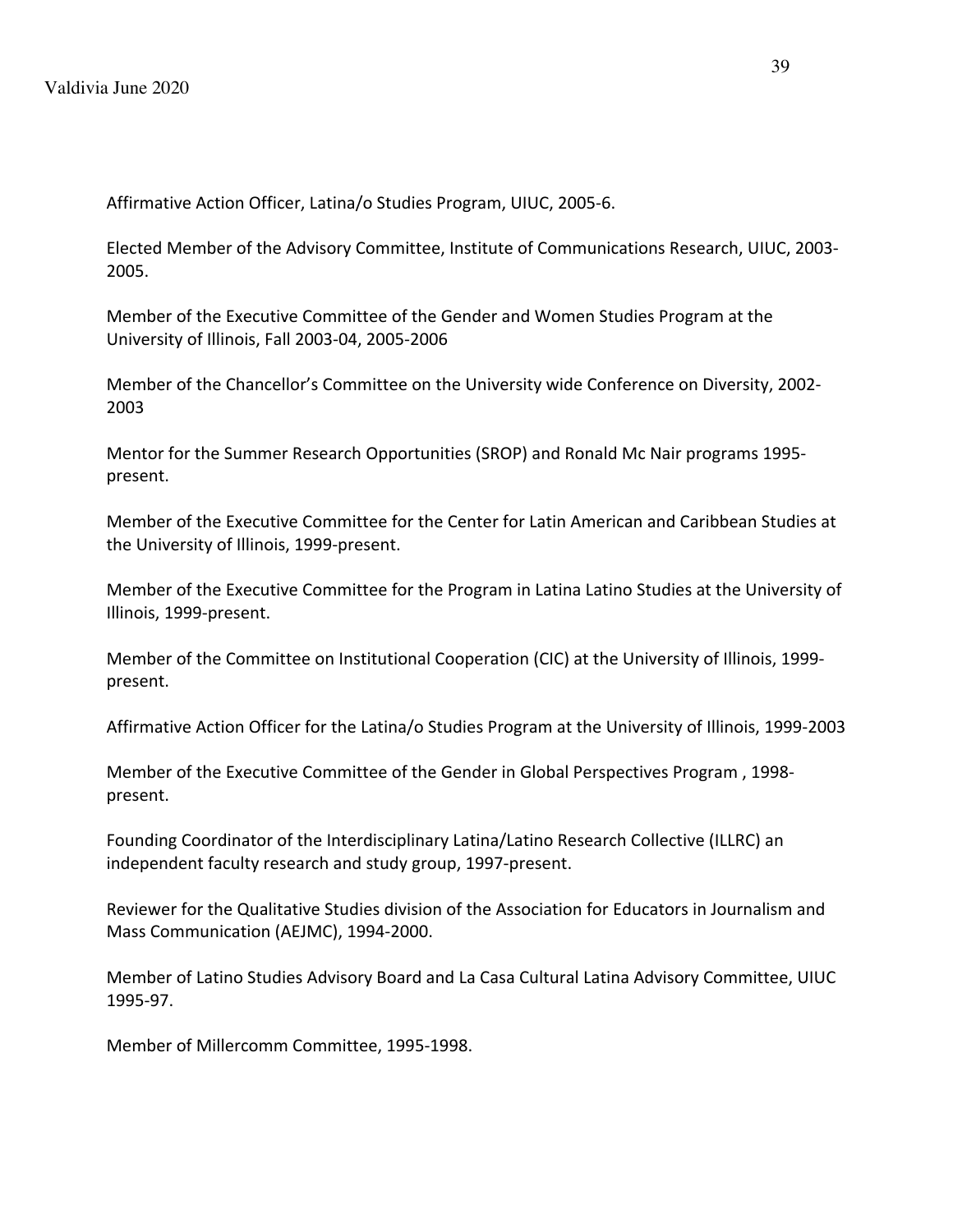Affirmative Action Officer, Latina/o Studies Program, UIUC, 2005-6.

Elected Member of the Advisory Committee, Institute of Communications Research, UIUC, 2003-2005.

Member of the Executive Committee of the Gender and Women Studies Program at the University of Illinois, Fall 2003-04, 2005-2006

Member of the Chancellor's Committee on the University wide Conference on Diversity, 2002-2003

Mentor for the Summer Research Opportunities (SROP) and Ronald Mc Nair programs 1995-present.

Member of the Executive Committee for the Center for Latin American and Caribbean Studies at the University of Illinois, 1999-present.

Member of the Executive Committee for the Program in Latina Latino Studies at the University of Illinois, 1999-present.

Member of the Committee on Institutional Cooperation (CIC) at the University of Illinois, 1999-present.

Affirmative Action Officer for the Latina/o Studies Program at the University of Illinois, 1999-2003

Member of the Executive Committee of the Gender in Global Perspectives Program , 1998-present.

Founding Coordinator of the Interdisciplinary Latina/Latino Research Collective (ILLRC) an independent faculty research and study group, 1997-present.

Reviewer for the Qualitative Studies division of the Association for Educators in Journalism and Mass Communication (AEJMC), 1994-2000.

Member of Latino Studies Advisory Board and La Casa Cultural Latina Advisory Committee, UIUC 1995-97.

Member of Millercomm Committee, 1995-1998.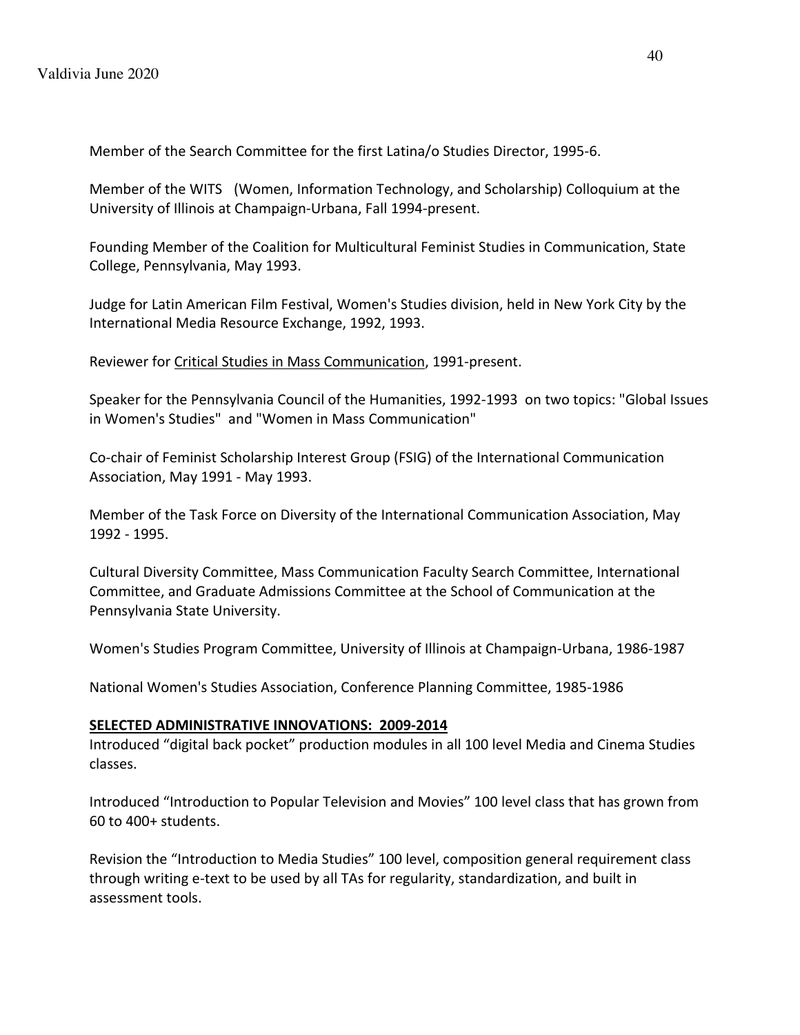Member of the Search Committee for the first Latina/o Studies Director, 1995-6.

Member of the WITS (Women, Information Technology, and Scholarship) Colloquium at the University of Illinois at Champaign-Urbana, Fall 1994-present.

Founding Member of the Coalition for Multicultural Feminist Studies in Communication, State College, Pennsylvania, May 1993.

Judge for Latin American Film Festival, Women's Studies division, held in New York City by the International Media Resource Exchange, 1992, 1993.

Reviewer for Critical Studies in Mass Communication, 1991-present.

Speaker for the Pennsylvania Council of the Humanities, 1992-1993 on two topics: "Global Issues in Women's Studies" and "Women in Mass Communication"

Co-chair of Feminist Scholarship Interest Group (FSIG) of the International Communication Association, May 1991 - May 1993.

Member of the Task Force on Diversity of the International Communication Association, May 1992 - 1995.

Cultural Diversity Committee, Mass Communication Faculty Search Committee, International Committee, and Graduate Admissions Committee at the School of Communication at the Pennsylvania State University.

Women's Studies Program Committee, University of Illinois at Champaign-Urbana, 1986-1987

National Women's Studies Association, Conference Planning Committee, 1985-1986

**SELECTED ADMINISTRATIVE INNOVATIONS: 2009-2014**

Introduced "digital back pocket" production modules in all 100 level Media and Cinema Studies classes.

Introduced "Introduction to Popular Television and Movies" 100 level class that has grown from 60 to 400+ students.

Revision the "Introduction to Media Studies" 100 level, composition general requirement class through writing e-text to be used by all TAs for regularity, standardization, and built in assessment tools.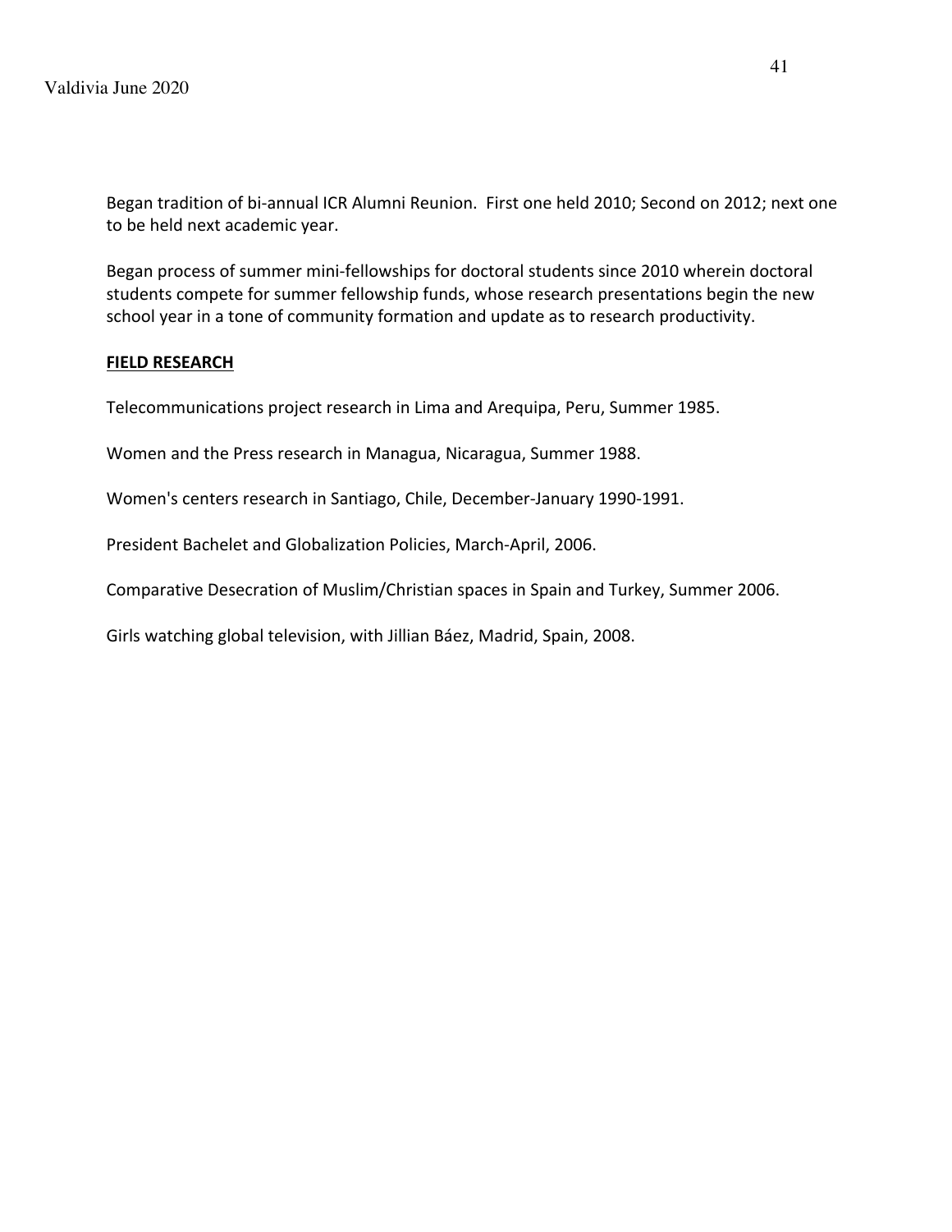Began tradition of bi-annual ICR Alumni Reunion. First one held 2010; Second on 2012; next one to be held next academic year.

Began process of summer mini-fellowships for doctoral students since 2010 wherein doctoral students compete for summer fellowship funds, whose research presentations begin the new school year in a tone of community formation and update as to research productivity.

**FIELD RESEARCH**

Telecommunications project research in Lima and Arequipa, Peru, Summer 1985.

Women and the Press research in Managua, Nicaragua, Summer 1988.

Women's centers research in Santiago, Chile, December-January 1990-1991.

President Bachelet and Globalization Policies, March-April, 2006.

Comparative Desecration of Muslim/Christian spaces in Spain and Turkey, Summer 2006.

Girls watching global television, with Jillian Báez, Madrid, Spain, 2008.